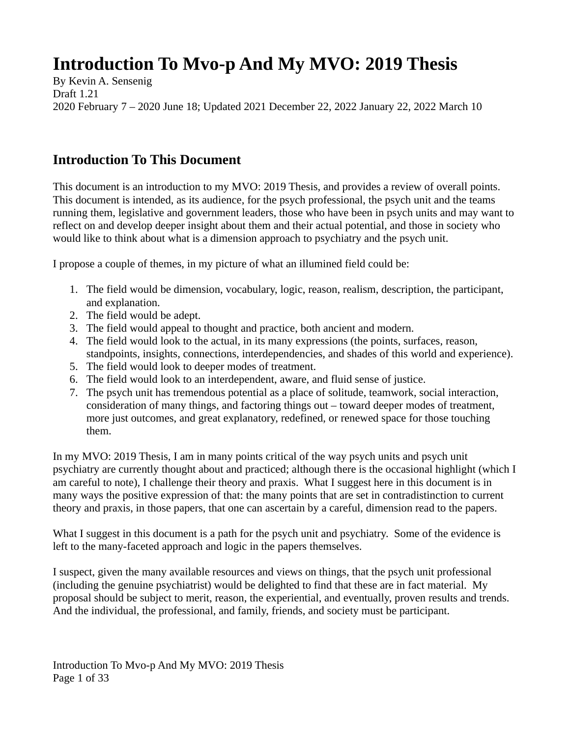# Introduction To Mvo-p And My MVO: 2019 Thesis

By Kevin A. Sensenig
Draft 1.21
2020 February 7 – 2020 June 18; Updated 2021 December 22, 2022 January 22, 2022 March 10

## Introduction To This Document

This document is an introduction to my MVO: 2019 Thesis, and provides a review of overall points. This document is intended, as its audience, for the psych professional, the psych unit and the teams running them, legislative and government leaders, those who have been in psych units and may want to reflect on and develop deeper insight about them and their actual potential, and those in society who would like to think about what is a dimension approach to psychiatry and the psych unit.

I propose a couple of themes, in my picture of what an illumined field could be:

1. The field would be dimension, vocabulary, logic, reason, realism, description, the participant, and explanation.
2. The field would be adept.
3. The field would appeal to thought and practice, both ancient and modern.
4. The field would look to the actual, in its many expressions (the points, surfaces, reason, standpoints, insights, connections, interdependencies, and shades of this world and experience).
5. The field would look to deeper modes of treatment.
6. The field would look to an interdependent, aware, and fluid sense of justice.
7. The psych unit has tremendous potential as a place of solitude, teamwork, social interaction, consideration of many things, and factoring things out – toward deeper modes of treatment, more just outcomes, and great explanatory, redefined, or renewed space for those touching them.

In my MVO: 2019 Thesis, I am in many points critical of the way psych units and psych unit psychiatry are currently thought about and practiced; although there is the occasional highlight (which I am careful to note), I challenge their theory and praxis. What I suggest here in this document is in many ways the positive expression of that: the many points that are set in contradistinction to current theory and praxis, in those papers, that one can ascertain by a careful, dimension read to the papers.

What I suggest in this document is a path for the psych unit and psychiatry. Some of the evidence is left to the many-faceted approach and logic in the papers themselves.

I suspect, given the many available resources and views on things, that the psych unit professional (including the genuine psychiatrist) would be delighted to find that these are in fact material. My proposal should be subject to merit, reason, the experiential, and eventually, proven results and trends. And the individual, the professional, and family, friends, and society must be participant.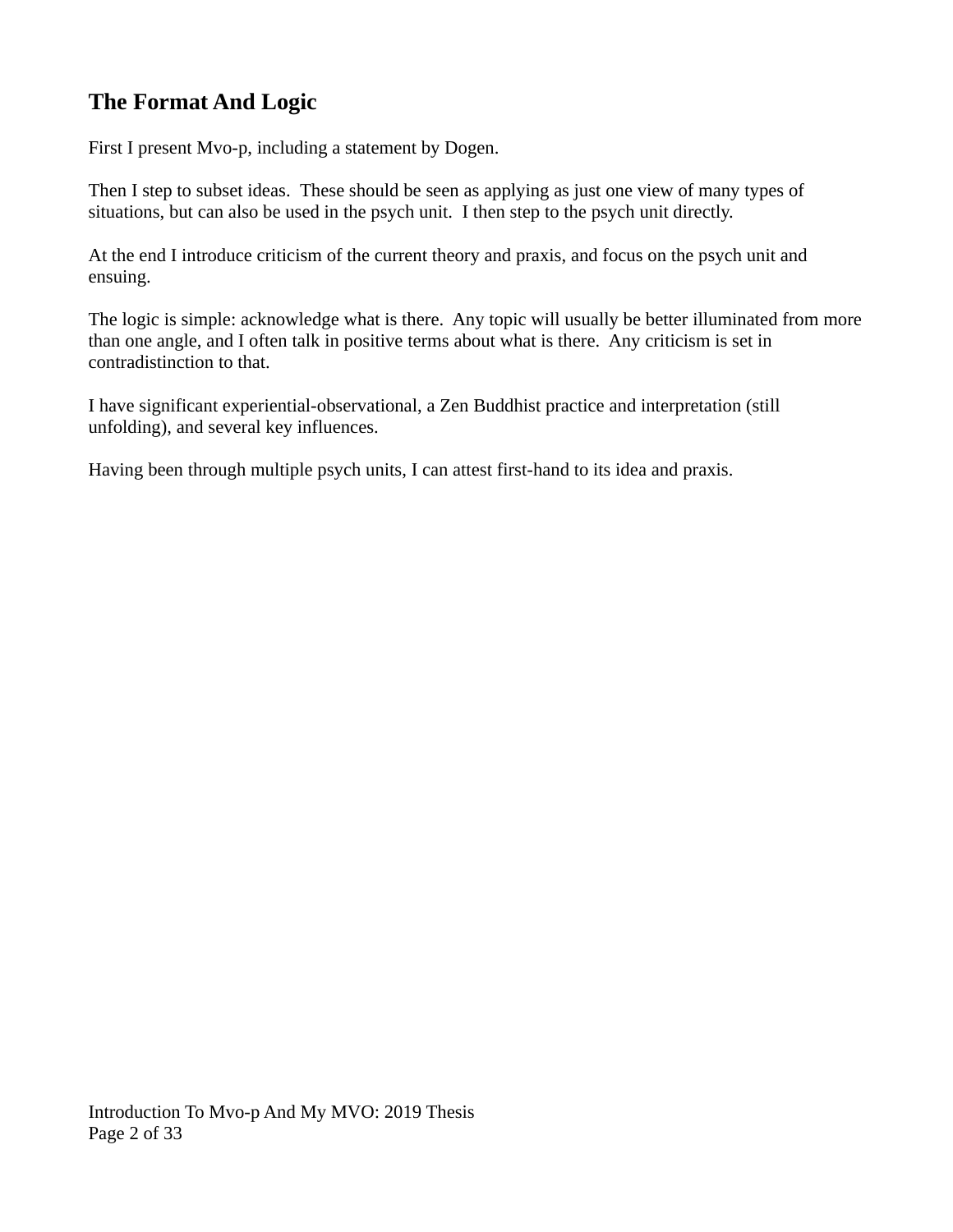## The Format And Logic

First I present Mvo-p, including a statement by Dogen.

Then I step to subset ideas. These should be seen as applying as just one view of many types of situations, but can also be used in the psych unit. I then step to the psych unit directly.

At the end I introduce criticism of the current theory and praxis, and focus on the psych unit and ensuing.

The logic is simple: acknowledge what is there. Any topic will usually be better illuminated from more than one angle, and I often talk in positive terms about what is there. Any criticism is set in contradistinction to that.

I have significant experiential-observational, a Zen Buddhist practice and interpretation (still unfolding), and several key influences.

Having been through multiple psych units, I can attest first-hand to its idea and praxis.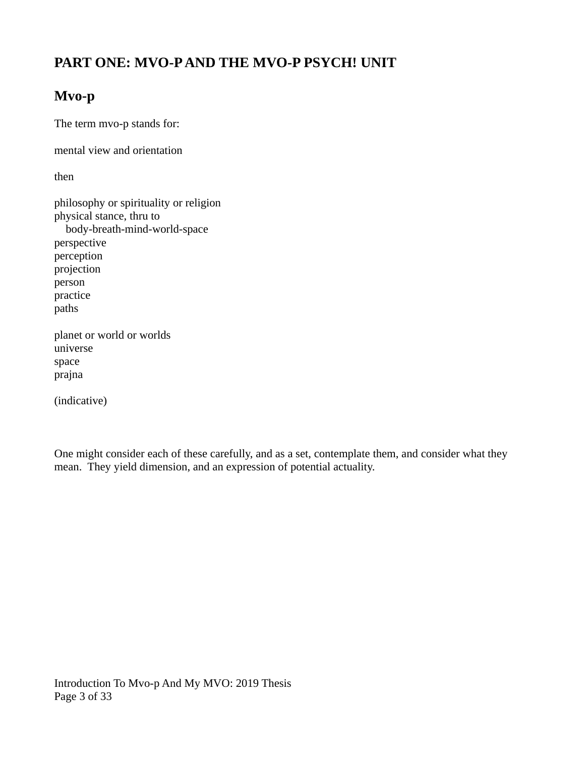# PART ONE: MVO-P AND THE MVO-P PSYCH! UNIT

## Mvo-p

The term mvo-p stands for:

mental view and orientation

then

philosophy or spirituality or religion  
physical stance, thru to  
  body-breath-mind-world-space  
perspective  
perception  
projection  
person  
practice  
paths

planet or world or worlds  
universe  
space  
prajna

(indicative)

One might consider each of these carefully, and as a set, contemplate them, and consider what they mean. They yield dimension, and an expression of potential actuality.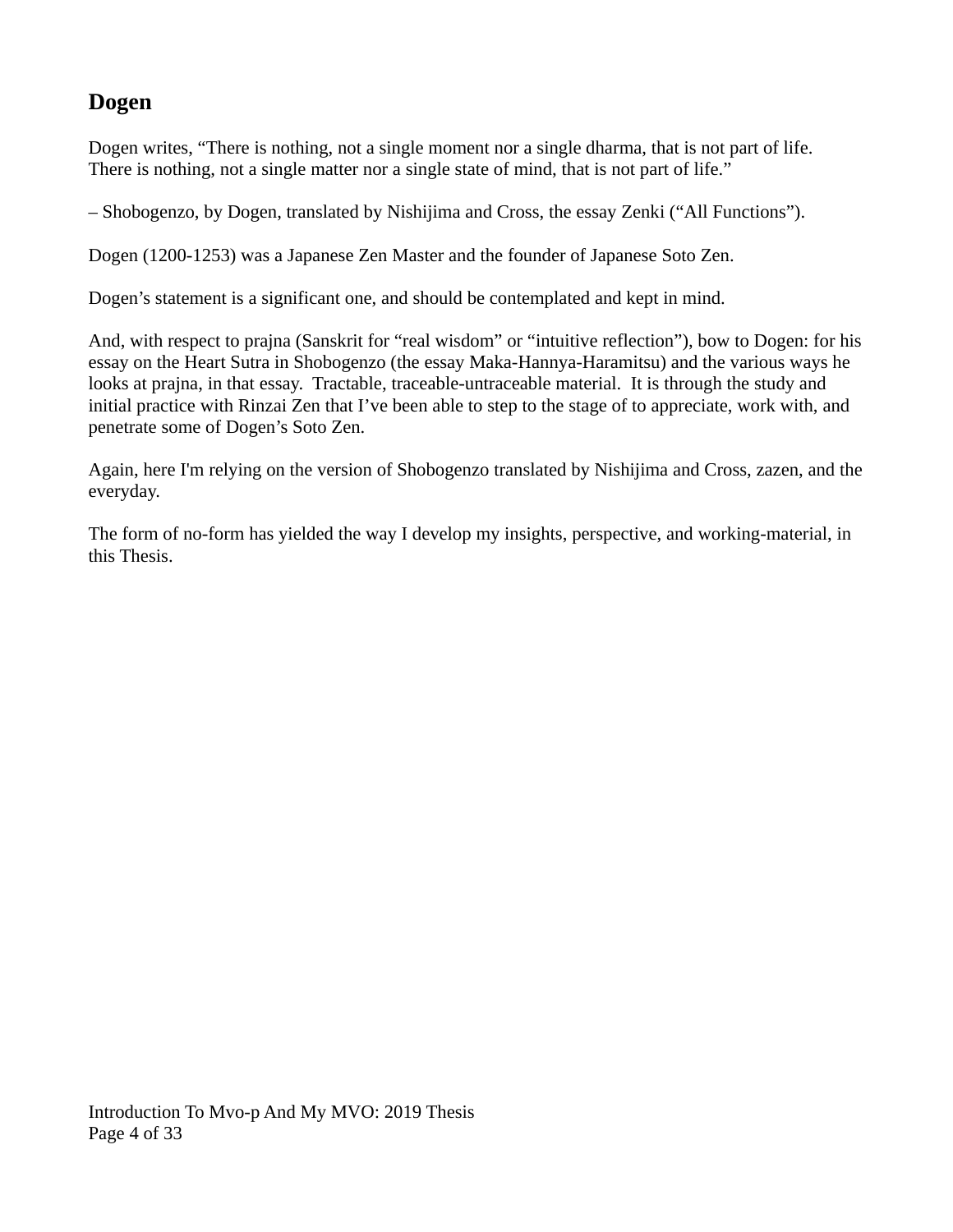## Dogen

Dogen writes, “There is nothing, not a single moment nor a single dharma, that is not part of life. There is nothing, not a single matter nor a single state of mind, that is not part of life.”

– Shobogenzo, by Dogen, translated by Nishijima and Cross, the essay Zenki (“All Functions”).

Dogen (1200-1253) was a Japanese Zen Master and the founder of Japanese Soto Zen.

Dogen’s statement is a significant one, and should be contemplated and kept in mind.

And, with respect to prajna (Sanskrit for “real wisdom” or “intuitive reflection”), bow to Dogen: for his essay on the Heart Sutra in Shobogenzo (the essay Maka-Hannya-Haramitsu) and the various ways he looks at prajna, in that essay. Tractable, traceable-untraceable material. It is through the study and initial practice with Rinzai Zen that I’ve been able to step to the stage of to appreciate, work with, and penetrate some of Dogen’s Soto Zen.

Again, here I'm relying on the version of Shobogenzo translated by Nishijima and Cross, zazen, and the everyday.

The form of no-form has yielded the way I develop my insights, perspective, and working-material, in this Thesis.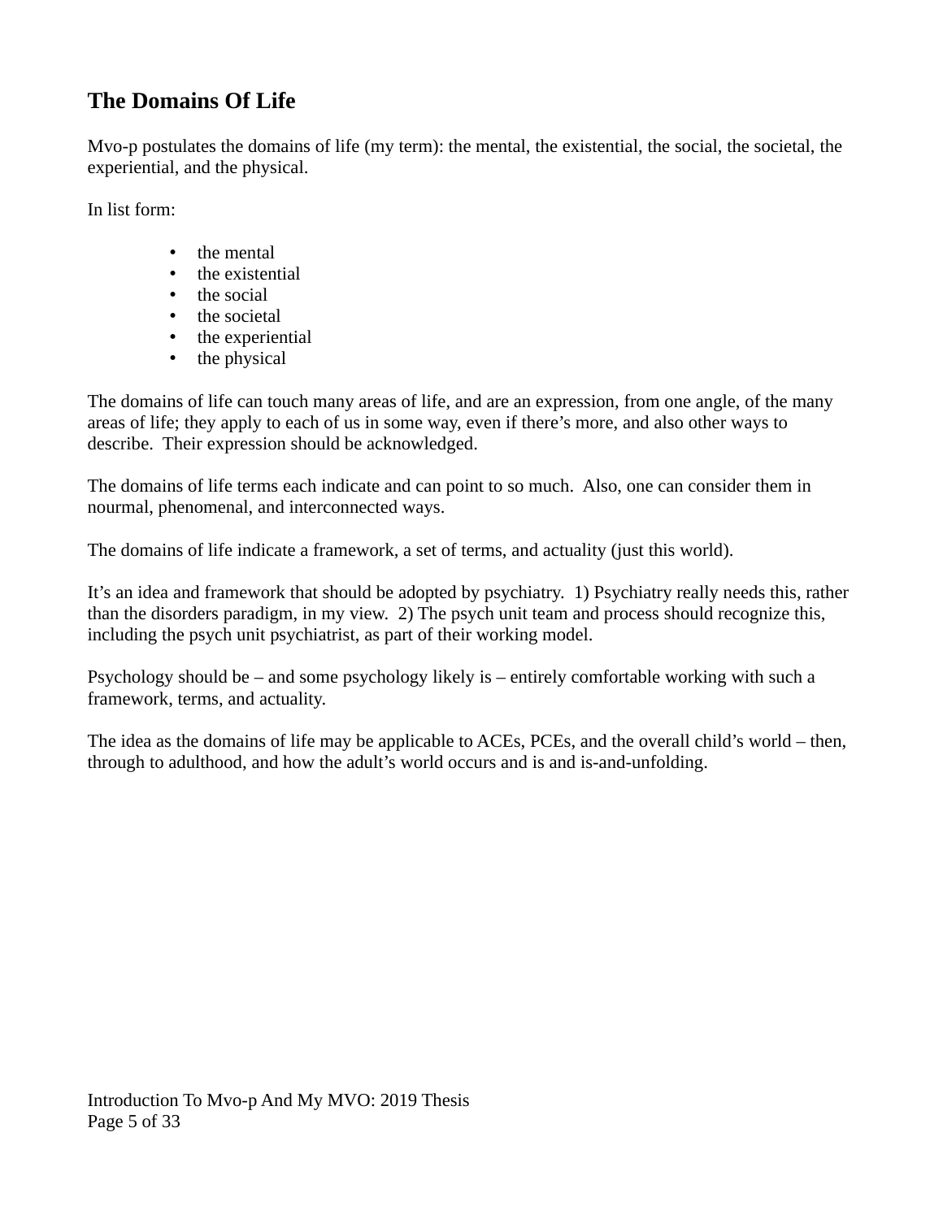## The Domains Of Life

Mvo-p postulates the domains of life (my term): the mental, the existential, the social, the societal, the experiential, and the physical.

In list form:

- the mental
- the existential
- the social
- the societal
- the experiential
- the physical

The domains of life can touch many areas of life, and are an expression, from one angle, of the many areas of life; they apply to each of us in some way, even if there's more, and also other ways to describe.  Their expression should be acknowledged.

The domains of life terms each indicate and can point to so much.  Also, one can consider them in nourmal, phenomenal, and interconnected ways.

The domains of life indicate a framework, a set of terms, and actuality (just this world).

It's an idea and framework that should be adopted by psychiatry.  1) Psychiatry really needs this, rather than the disorders paradigm, in my view.  2) The psych unit team and process should recognize this, including the psych unit psychiatrist, as part of their working model.

Psychology should be – and some psychology likely is – entirely comfortable working with such a framework, terms, and actuality.

The idea as the domains of life may be applicable to ACEs, PCEs, and the overall child's world – then, through to adulthood, and how the adult's world occurs and is and is-and-unfolding.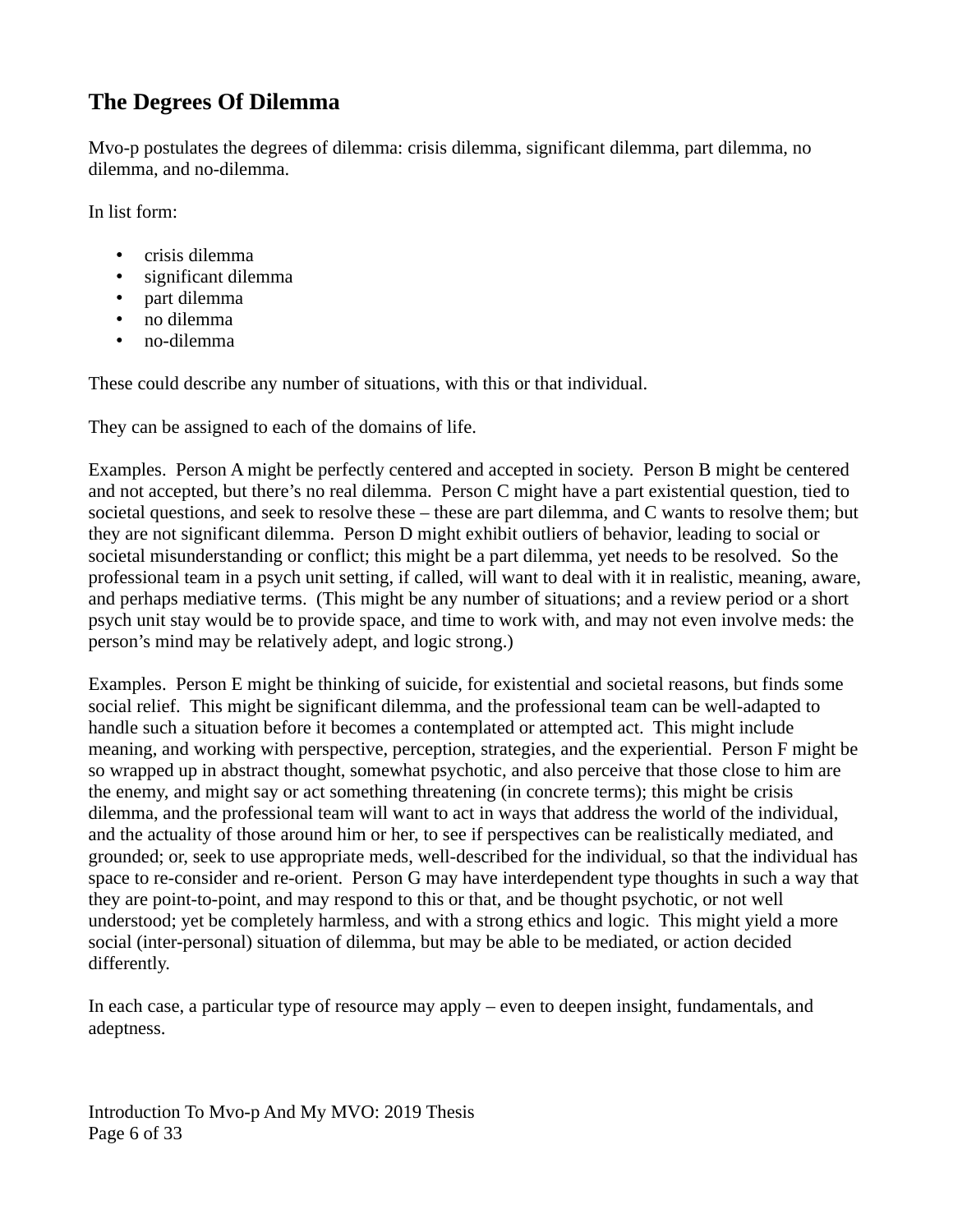## The Degrees Of Dilemma

Mvo-p postulates the degrees of dilemma: crisis dilemma, significant dilemma, part dilemma, no dilemma, and no-dilemma.

In list form:

- crisis dilemma
- significant dilemma
- part dilemma
- no dilemma
- no-dilemma

These could describe any number of situations, with this or that individual.

They can be assigned to each of the domains of life.

Examples. Person A might be perfectly centered and accepted in society. Person B might be centered and not accepted, but there's no real dilemma. Person C might have a part existential question, tied to societal questions, and seek to resolve these – these are part dilemma, and C wants to resolve them; but they are not significant dilemma. Person D might exhibit outliers of behavior, leading to social or societal misunderstanding or conflict; this might be a part dilemma, yet needs to be resolved. So the professional team in a psych unit setting, if called, will want to deal with it in realistic, meaning, aware, and perhaps mediative terms. (This might be any number of situations; and a review period or a short psych unit stay would be to provide space, and time to work with, and may not even involve meds: the person's mind may be relatively adept, and logic strong.)

Examples. Person E might be thinking of suicide, for existential and societal reasons, but finds some social relief. This might be significant dilemma, and the professional team can be well-adapted to handle such a situation before it becomes a contemplated or attempted act. This might include meaning, and working with perspective, perception, strategies, and the experiential. Person F might be so wrapped up in abstract thought, somewhat psychotic, and also perceive that those close to him are the enemy, and might say or act something threatening (in concrete terms); this might be crisis dilemma, and the professional team will want to act in ways that address the world of the individual, and the actuality of those around him or her, to see if perspectives can be realistically mediated, and grounded; or, seek to use appropriate meds, well-described for the individual, so that the individual has space to re-consider and re-orient. Person G may have interdependent type thoughts in such a way that they are point-to-point, and may respond to this or that, and be thought psychotic, or not well understood; yet be completely harmless, and with a strong ethics and logic. This might yield a more social (inter-personal) situation of dilemma, but may be able to be mediated, or action decided differently.

In each case, a particular type of resource may apply – even to deepen insight, fundamentals, and adeptness.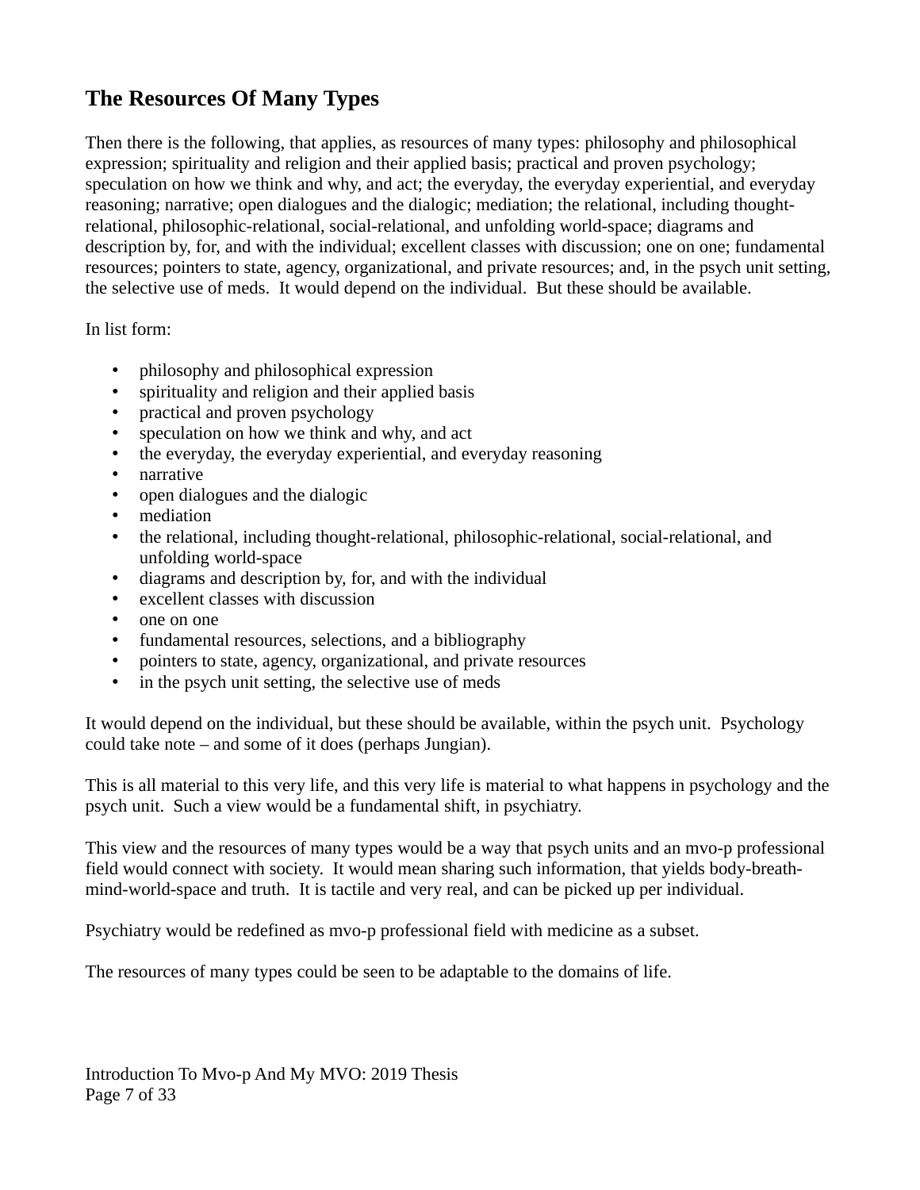## The Resources Of Many Types

Then there is the following, that applies, as resources of many types: philosophy and philosophical expression; spirituality and religion and their applied basis; practical and proven psychology; speculation on how we think and why, and act; the everyday, the everyday experiential, and everyday reasoning; narrative; open dialogues and the dialogic; mediation; the relational, including thought-relational, philosophic-relational, social-relational, and unfolding world-space; diagrams and description by, for, and with the individual; excellent classes with discussion; one on one; fundamental resources; pointers to state, agency, organizational, and private resources; and, in the psych unit setting, the selective use of meds. It would depend on the individual. But these should be available.

In list form:

- philosophy and philosophical expression
- spirituality and religion and their applied basis
- practical and proven psychology
- speculation on how we think and why, and act
- the everyday, the everyday experiential, and everyday reasoning
- narrative
- open dialogues and the dialogic
- mediation
- the relational, including thought-relational, philosophic-relational, social-relational, and unfolding world-space
- diagrams and description by, for, and with the individual
- excellent classes with discussion
- one on one
- fundamental resources, selections, and a bibliography
- pointers to state, agency, organizational, and private resources
- in the psych unit setting, the selective use of meds

It would depend on the individual, but these should be available, within the psych unit. Psychology could take note – and some of it does (perhaps Jungian).

This is all material to this very life, and this very life is material to what happens in psychology and the psych unit. Such a view would be a fundamental shift, in psychiatry.

This view and the resources of many types would be a way that psych units and an mvo-p professional field would connect with society. It would mean sharing such information, that yields body-breath-mind-world-space and truth. It is tactile and very real, and can be picked up per individual.

Psychiatry would be redefined as mvo-p professional field with medicine as a subset.

The resources of many types could be seen to be adaptable to the domains of life.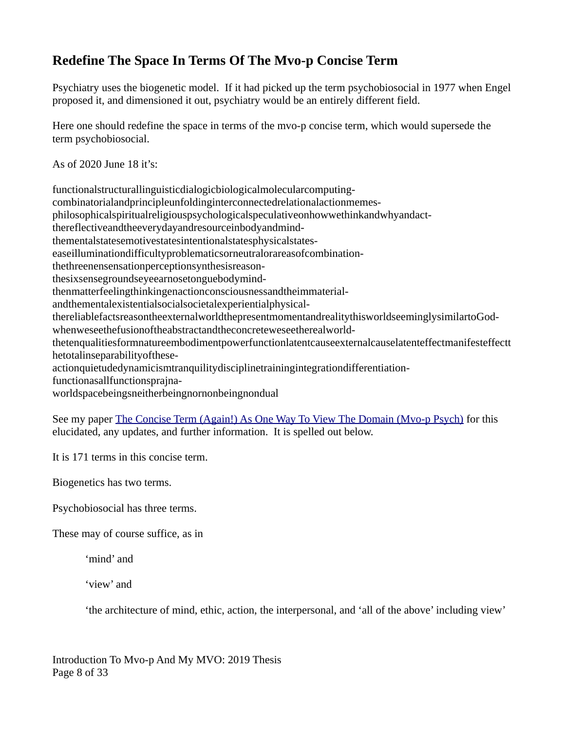## Redefine The Space In Terms Of The Mvo-p Concise Term

Psychiatry uses the biogenetic model. If it had picked up the term psychobiosocial in 1977 when Engel proposed it, and dimensioned it out, psychiatry would be an entirely different field.

Here one should redefine the space in terms of the mvo-p concise term, which would supersede the term psychobiosocial.

As of 2020 June 18 it's:

functionalstructurallinguisticdialogicbiologicalmolecularcomputing-combinatorialandprincipleunfoldinginterconnectedrelationalactionmemes-philosophicalspiritualreligiouspsychologicalspeculativeonhowwethinkandwhyandact-thereflectiveandtheeverydayandresourceinbodyandmind-thementalstatesemotivestatesintentionalstatesphysicalstates-easeilluminationdifficultyproblematicsorneutralorareasofcombination-thethreenensensationperceptionsynthesisreason-thesixsensegroundseyeearnosetonguebodymind-thenmatterfeelingthinkingenactionconsciousnessandtheimmaterial-andthementalexistentialsocialsocietalexperientialphysical-thereliablefactsreasontheexternalworldthepresentmomentandrealitythisworldseeminglysimilartoGod-whenweseethefusionoftheabstractandtheconcreteweseetherealworld-thetenqualitiesformnatureembodimentpowerfunctionlatentcauseexternalcauselatenteffectmanifesteffectthetotalinseparabilityofthese-actionquietudedynamicismtranquilitydisciplinetrainingintegrationdifferentiation-functionasallfunctionsprajna-worldspacebeingsneitherbeingnornonbeingnondual

See my paper [The Concise Term (Again!) As One Way To View The Domain (Mvo-p Psych)] for this elucidated, any updates, and further information. It is spelled out below.

It is 171 terms in this concise term.

Biogenetics has two terms.

Psychobiosocial has three terms.

These may of course suffice, as in

> 'mind' and
>
> 'view' and
>
> 'the architecture of mind, ethic, action, the interpersonal, and 'all of the above' including view'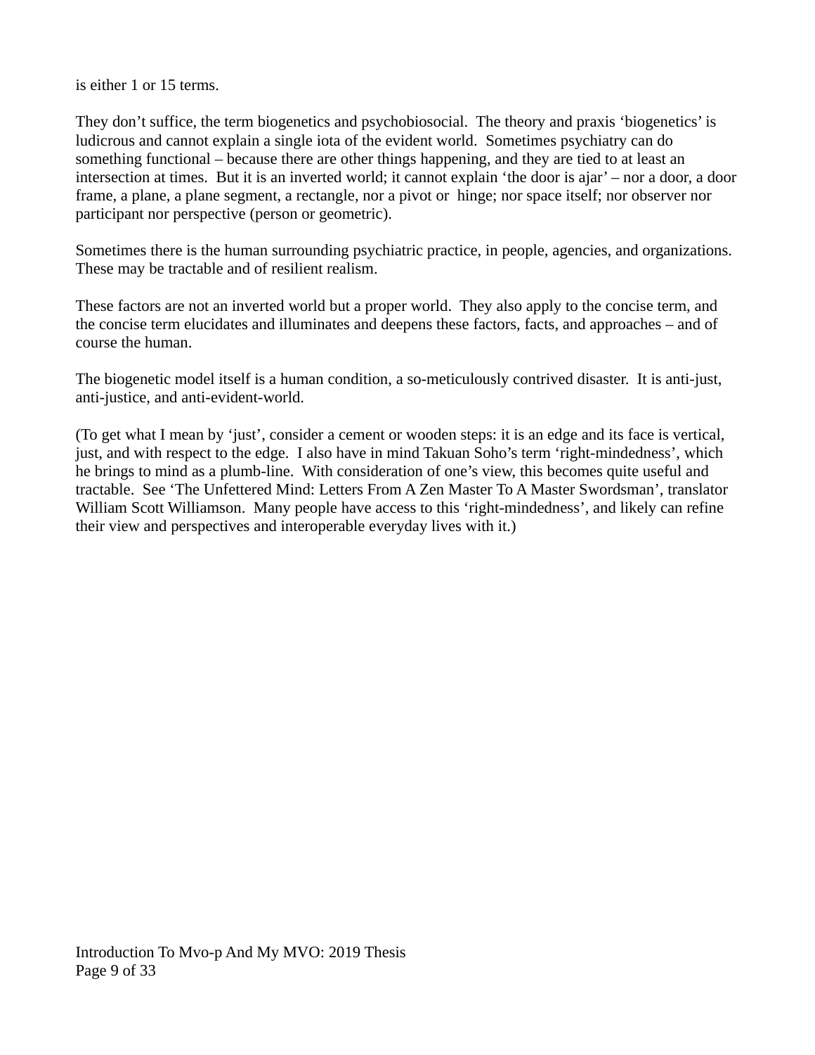is either 1 or 15 terms.

They don't suffice, the term biogenetics and psychobiosocial. The theory and praxis 'biogenetics' is ludicrous and cannot explain a single iota of the evident world. Sometimes psychiatry can do something functional – because there are other things happening, and they are tied to at least an intersection at times. But it is an inverted world; it cannot explain 'the door is ajar' – nor a door, a door frame, a plane, a plane segment, a rectangle, nor a pivot or hinge; nor space itself; nor observer nor participant nor perspective (person or geometric).

Sometimes there is the human surrounding psychiatric practice, in people, agencies, and organizations. These may be tractable and of resilient realism.

These factors are not an inverted world but a proper world. They also apply to the concise term, and the concise term elucidates and illuminates and deepens these factors, facts, and approaches – and of course the human.

The biogenetic model itself is a human condition, a so-meticulously contrived disaster. It is anti-just, anti-justice, and anti-evident-world.

(To get what I mean by 'just', consider a cement or wooden steps: it is an edge and its face is vertical, just, and with respect to the edge. I also have in mind Takuan Soho's term 'right-mindedness', which he brings to mind as a plumb-line. With consideration of one's view, this becomes quite useful and tractable. See 'The Unfettered Mind: Letters From A Zen Master To A Master Swordsman', translator William Scott Williamson. Many people have access to this 'right-mindedness', and likely can refine their view and perspectives and interoperable everyday lives with it.)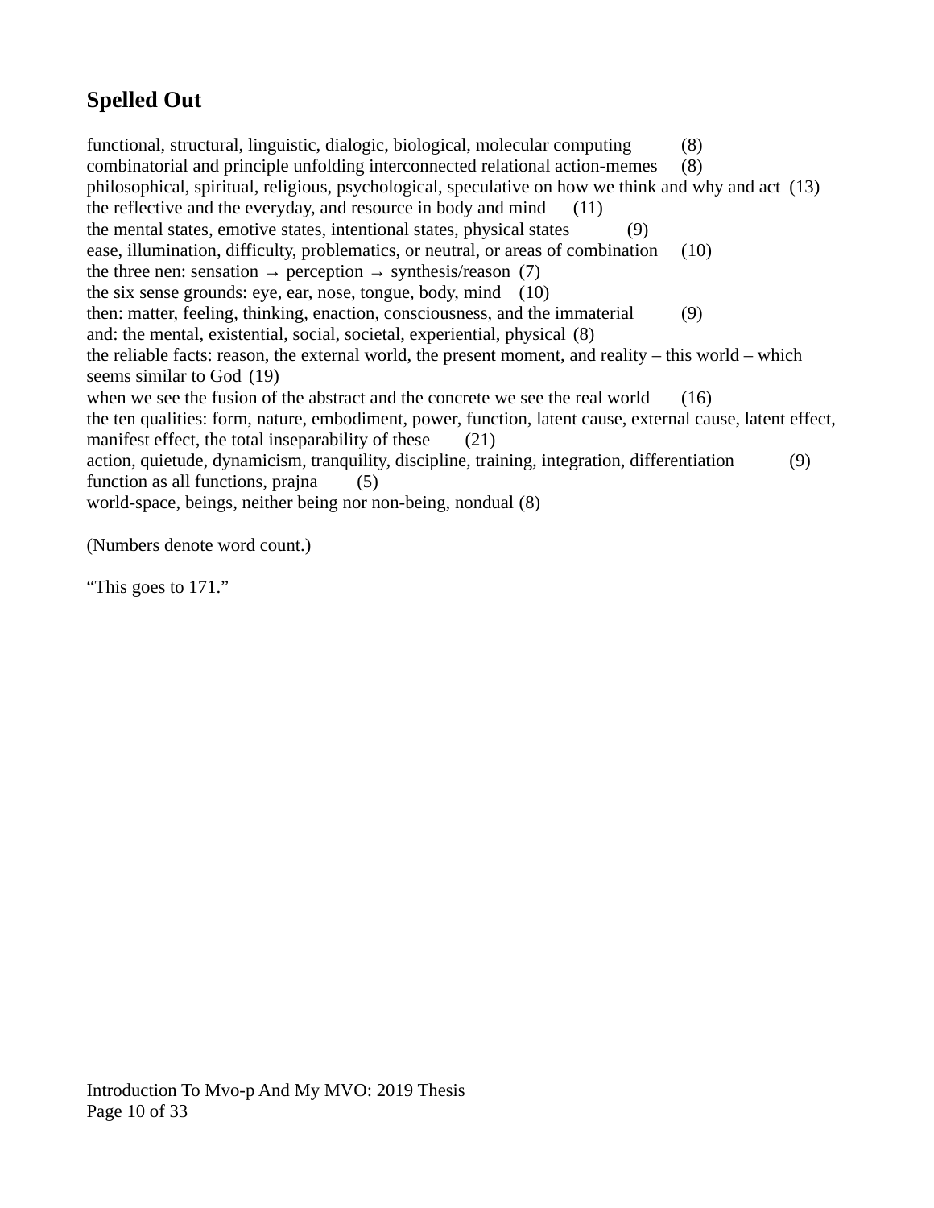## Spelled Out

functional, structural, linguistic, dialogic, biological, molecular computing (8)
combinatorial and principle unfolding interconnected relational action-memes (8)
philosophical, spiritual, religious, psychological, speculative on how we think and why and act (13)
the reflective and the everyday, and resource in body and mind (11)
the mental states, emotive states, intentional states, physical states (9)
ease, illumination, difficulty, problematics, or neutral, or areas of combination (10)
the three nen: sensation → perception → synthesis/reason (7)
the six sense grounds: eye, ear, nose, tongue, body, mind (10)
then: matter, feeling, thinking, enaction, consciousness, and the immaterial (9)
and: the mental, existential, social, societal, experiential, physical (8)
the reliable facts: reason, the external world, the present moment, and reality – this world – which seems similar to God (19)
when we see the fusion of the abstract and the concrete we see the real world (16)
the ten qualities: form, nature, embodiment, power, function, latent cause, external cause, latent effect, manifest effect, the total inseparability of these (21)
action, quietude, dynamicism, tranquility, discipline, training, integration, differentiation (9)
function as all functions, prajna (5)
world-space, beings, neither being nor non-being, nondual (8)

(Numbers denote word count.)

"This goes to 171."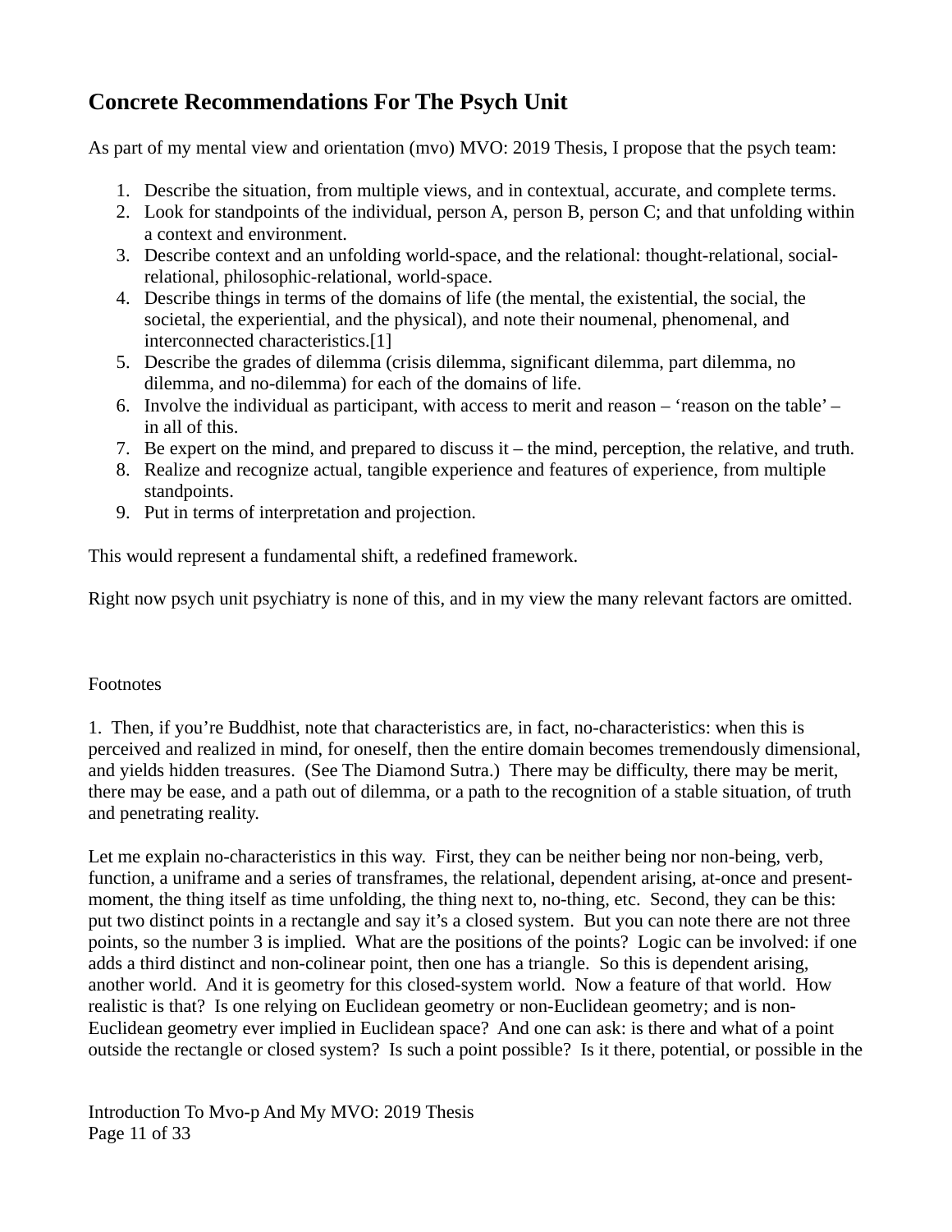## Concrete Recommendations For The Psych Unit

As part of my mental view and orientation (mvo) MVO: 2019 Thesis, I propose that the psych team:

1. Describe the situation, from multiple views, and in contextual, accurate, and complete terms.
2. Look for standpoints of the individual, person A, person B, person C; and that unfolding within a context and environment.
3. Describe context and an unfolding world-space, and the relational: thought-relational, social-relational, philosophic-relational, world-space.
4. Describe things in terms of the domains of life (the mental, the existential, the social, the societal, the experiential, and the physical), and note their noumenal, phenomenal, and interconnected characteristics.[1]
5. Describe the grades of dilemma (crisis dilemma, significant dilemma, part dilemma, no dilemma, and no-dilemma) for each of the domains of life.
6. Involve the individual as participant, with access to merit and reason – 'reason on the table' – in all of this.
7. Be expert on the mind, and prepared to discuss it – the mind, perception, the relative, and truth.
8. Realize and recognize actual, tangible experience and features of experience, from multiple standpoints.
9. Put in terms of interpretation and projection.

This would represent a fundamental shift, a redefined framework.

Right now psych unit psychiatry is none of this, and in my view the many relevant factors are omitted.

Footnotes

1. Then, if you're Buddhist, note that characteristics are, in fact, no-characteristics: when this is perceived and realized in mind, for oneself, then the entire domain becomes tremendously dimensional, and yields hidden treasures. (See The Diamond Sutra.) There may be difficulty, there may be merit, there may be ease, and a path out of dilemma, or a path to the recognition of a stable situation, of truth and penetrating reality.

Let me explain no-characteristics in this way. First, they can be neither being nor non-being, verb, function, a uniframe and a series of transframes, the relational, dependent arising, at-once and present-moment, the thing itself as time unfolding, the thing next to, no-thing, etc. Second, they can be this: put two distinct points in a rectangle and say it's a closed system. But you can note there are not three points, so the number 3 is implied. What are the positions of the points? Logic can be involved: if one adds a third distinct and non-colinear point, then one has a triangle. So this is dependent arising, another world. And it is geometry for this closed-system world. Now a feature of that world. How realistic is that? Is one relying on Euclidean geometry or non-Euclidean geometry; and is non-Euclidean geometry ever implied in Euclidean space? And one can ask: is there and what of a point outside the rectangle or closed system? Is such a point possible? Is it there, potential, or possible in the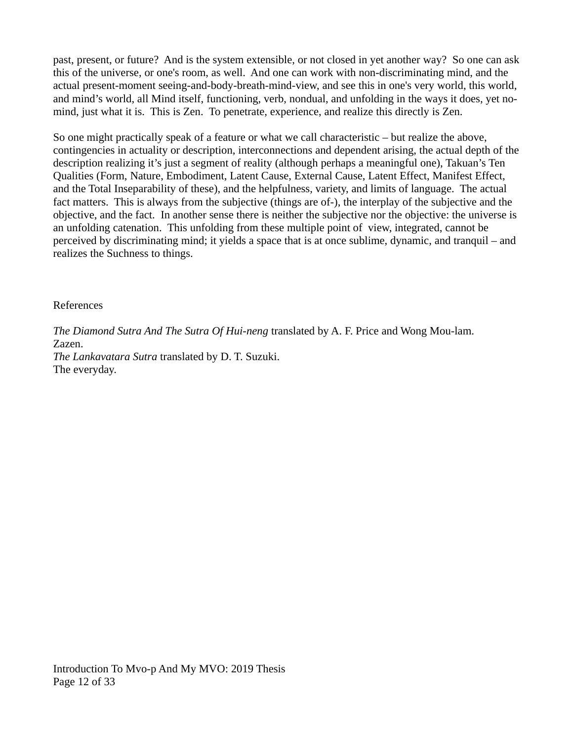past, present, or future? And is the system extensible, or not closed in yet another way? So one can ask this of the universe, or one's room, as well. And one can work with non-discriminating mind, and the actual present-moment seeing-and-body-breath-mind-view, and see this in one's very world, this world, and mind's world, all Mind itself, functioning, verb, nondual, and unfolding in the ways it does, yet no-mind, just what it is. This is Zen. To penetrate, experience, and realize this directly is Zen.

So one might practically speak of a feature or what we call characteristic – but realize the above, contingencies in actuality or description, interconnections and dependent arising, the actual depth of the description realizing it's just a segment of reality (although perhaps a meaningful one), Takuan's Ten Qualities (Form, Nature, Embodiment, Latent Cause, External Cause, Latent Effect, Manifest Effect, and the Total Inseparability of these), and the helpfulness, variety, and limits of language. The actual fact matters. This is always from the subjective (things are of-), the interplay of the subjective and the objective, and the fact. In another sense there is neither the subjective nor the objective: the universe is an unfolding catenation. This unfolding from these multiple point of view, integrated, cannot be perceived by discriminating mind; it yields a space that is at once sublime, dynamic, and tranquil – and realizes the Suchness to things.

References

*The Diamond Sutra And The Sutra Of Hui-neng* translated by A. F. Price and Wong Mou-lam.
Zazen.
*The Lankavatara Sutra* translated by D. T. Suzuki.
The everyday.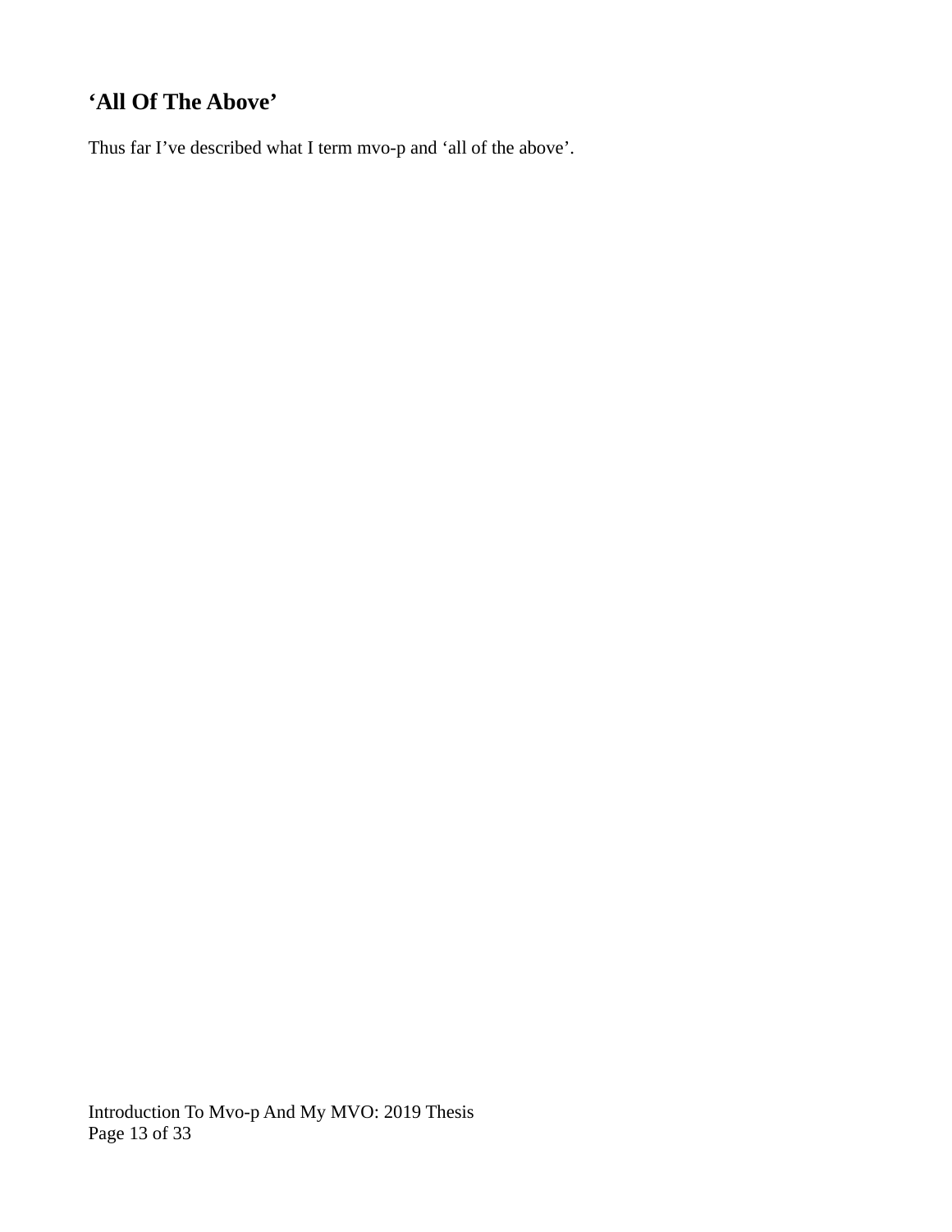## ‘All Of The Above’

Thus far I’ve described what I term mvo-p and ‘all of the above’.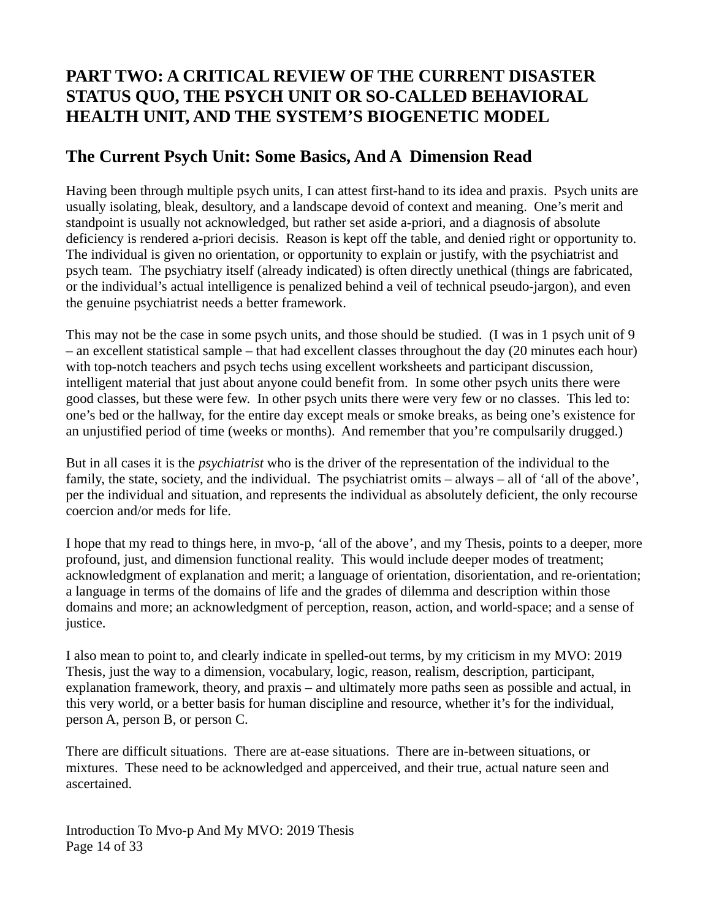## PART TWO: A CRITICAL REVIEW OF THE CURRENT DISASTER STATUS QUO, THE PSYCH UNIT OR SO-CALLED BEHAVIORAL HEALTH UNIT, AND THE SYSTEM'S BIOGENETIC MODEL

### The Current Psych Unit: Some Basics, And A  Dimension Read

Having been through multiple psych units, I can attest first-hand to its idea and praxis.  Psych units are usually isolating, bleak, desultory, and a landscape devoid of context and meaning.  One's merit and standpoint is usually not acknowledged, but rather set aside a-priori, and a diagnosis of absolute deficiency is rendered a-priori decisis.  Reason is kept off the table, and denied right or opportunity to.  The individual is given no orientation, or opportunity to explain or justify, with the psychiatrist and psych team.  The psychiatry itself (already indicated) is often directly unethical (things are fabricated, or the individual's actual intelligence is penalized behind a veil of technical pseudo-jargon), and even the genuine psychiatrist needs a better framework.

This may not be the case in some psych units, and those should be studied.  (I was in 1 psych unit of 9 – an excellent statistical sample – that had excellent classes throughout the day (20 minutes each hour) with top-notch teachers and psych techs using excellent worksheets and participant discussion, intelligent material that just about anyone could benefit from.  In some other psych units there were good classes, but these were few.  In other psych units there were very few or no classes.  This led to: one's bed or the hallway, for the entire day except meals or smoke breaks, as being one's existence for an unjustified period of time (weeks or months).  And remember that you're compulsarily drugged.)

But in all cases it is the *psychiatrist* who is the driver of the representation of the individual to the family, the state, society, and the individual.  The psychiatrist omits – always – all of 'all of the above', per the individual and situation, and represents the individual as absolutely deficient, the only recourse coercion and/or meds for life.

I hope that my read to things here, in mvo-p, 'all of the above', and my Thesis, points to a deeper, more profound, just, and dimension functional reality.  This would include deeper modes of treatment; acknowledgment of explanation and merit; a language of orientation, disorientation, and re-orientation; a language in terms of the domains of life and the grades of dilemma and description within those domains and more; an acknowledgment of perception, reason, action, and world-space; and a sense of justice.

I also mean to point to, and clearly indicate in spelled-out terms, by my criticism in my MVO: 2019 Thesis, just the way to a dimension, vocabulary, logic, reason, realism, description, participant, explanation framework, theory, and praxis – and ultimately more paths seen as possible and actual, in this very world, or a better basis for human discipline and resource, whether it's for the individual, person A, person B, or person C.

There are difficult situations.  There are at-ease situations.  There are in-between situations, or mixtures.  These need to be acknowledged and apperceived, and their true, actual nature seen and ascertained.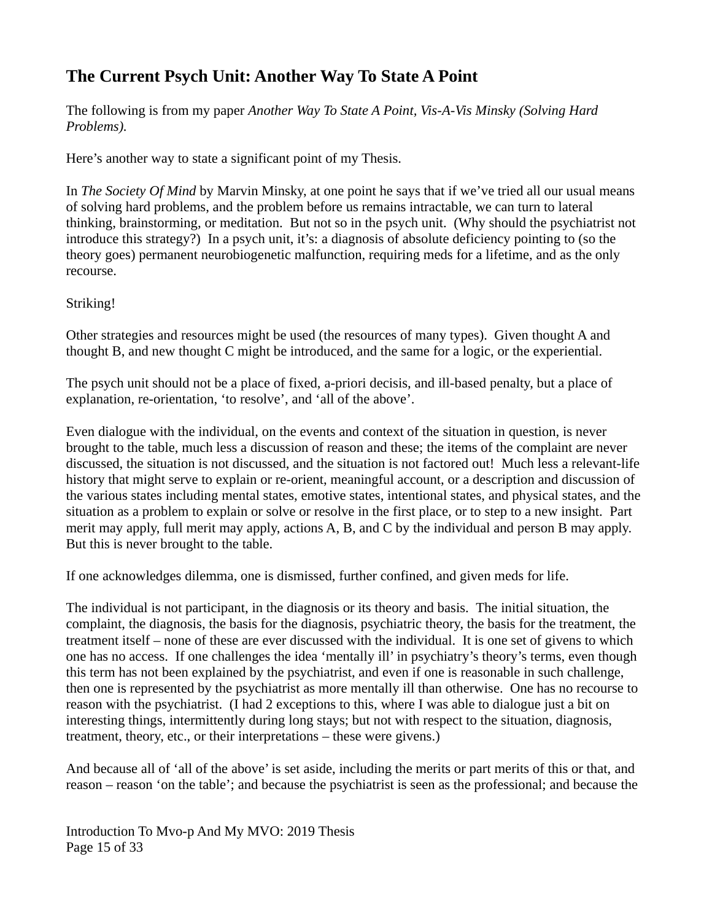## The Current Psych Unit: Another Way To State A Point

The following is from my paper *Another Way To State A Point, Vis-A-Vis Minsky (Solving Hard Problems).*

Here's another way to state a significant point of my Thesis.

In *The Society Of Mind* by Marvin Minsky, at one point he says that if we've tried all our usual means of solving hard problems, and the problem before us remains intractable, we can turn to lateral thinking, brainstorming, or meditation. But not so in the psych unit. (Why should the psychiatrist not introduce this strategy?) In a psych unit, it's: a diagnosis of absolute deficiency pointing to (so the theory goes) permanent neurobiogenetic malfunction, requiring meds for a lifetime, and as the only recourse.

Striking!

Other strategies and resources might be used (the resources of many types). Given thought A and thought B, and new thought C might be introduced, and the same for a logic, or the experiential.

The psych unit should not be a place of fixed, a-priori decisis, and ill-based penalty, but a place of explanation, re-orientation, 'to resolve', and 'all of the above'.

Even dialogue with the individual, on the events and context of the situation in question, is never brought to the table, much less a discussion of reason and these; the items of the complaint are never discussed, the situation is not discussed, and the situation is not factored out! Much less a relevant-life history that might serve to explain or re-orient, meaningful account, or a description and discussion of the various states including mental states, emotive states, intentional states, and physical states, and the situation as a problem to explain or solve or resolve in the first place, or to step to a new insight. Part merit may apply, full merit may apply, actions A, B, and C by the individual and person B may apply. But this is never brought to the table.

If one acknowledges dilemma, one is dismissed, further confined, and given meds for life.

The individual is not participant, in the diagnosis or its theory and basis. The initial situation, the complaint, the diagnosis, the basis for the diagnosis, psychiatric theory, the basis for the treatment, the treatment itself – none of these are ever discussed with the individual. It is one set of givens to which one has no access. If one challenges the idea 'mentally ill' in psychiatry's theory's terms, even though this term has not been explained by the psychiatrist, and even if one is reasonable in such challenge, then one is represented by the psychiatrist as more mentally ill than otherwise. One has no recourse to reason with the psychiatrist. (I had 2 exceptions to this, where I was able to dialogue just a bit on interesting things, intermittently during long stays; but not with respect to the situation, diagnosis, treatment, theory, etc., or their interpretations – these were givens.)

And because all of 'all of the above' is set aside, including the merits or part merits of this or that, and reason – reason 'on the table'; and because the psychiatrist is seen as the professional; and because the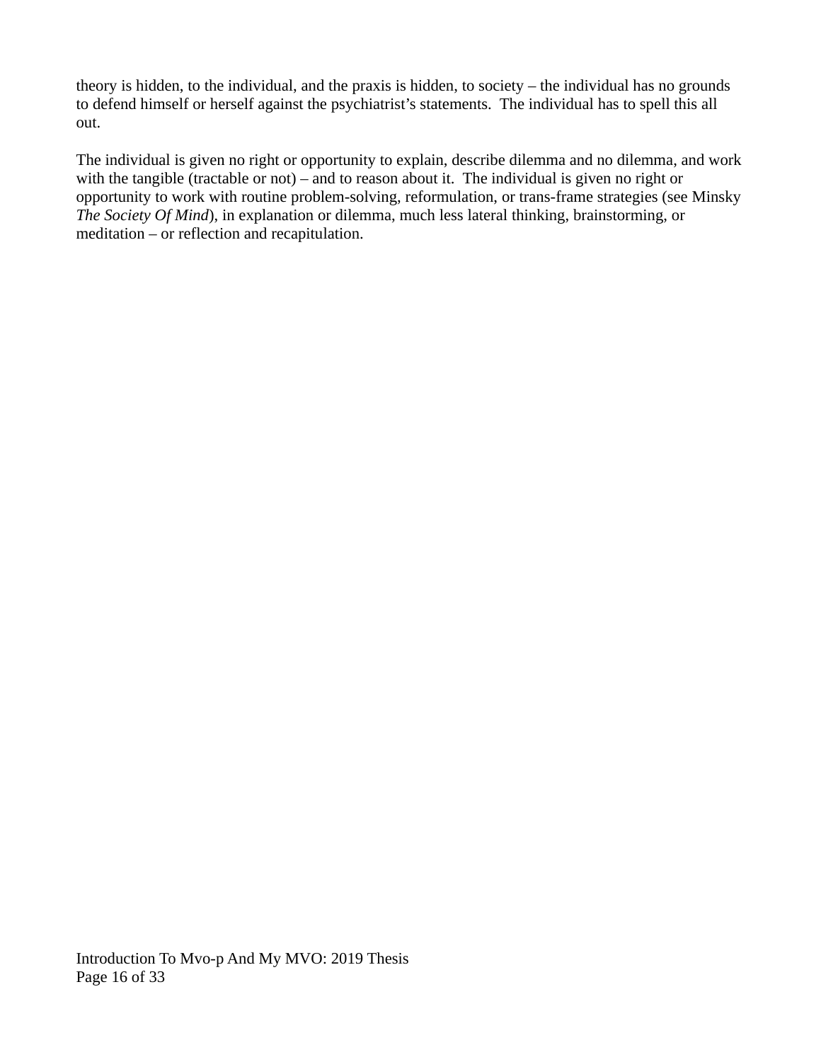theory is hidden, to the individual, and the praxis is hidden, to society – the individual has no grounds to defend himself or herself against the psychiatrist's statements. The individual has to spell this all out.

The individual is given no right or opportunity to explain, describe dilemma and no dilemma, and work with the tangible (tractable or not) – and to reason about it. The individual is given no right or opportunity to work with routine problem-solving, reformulation, or trans-frame strategies (see Minsky *The Society Of Mind*), in explanation or dilemma, much less lateral thinking, brainstorming, or meditation – or reflection and recapitulation.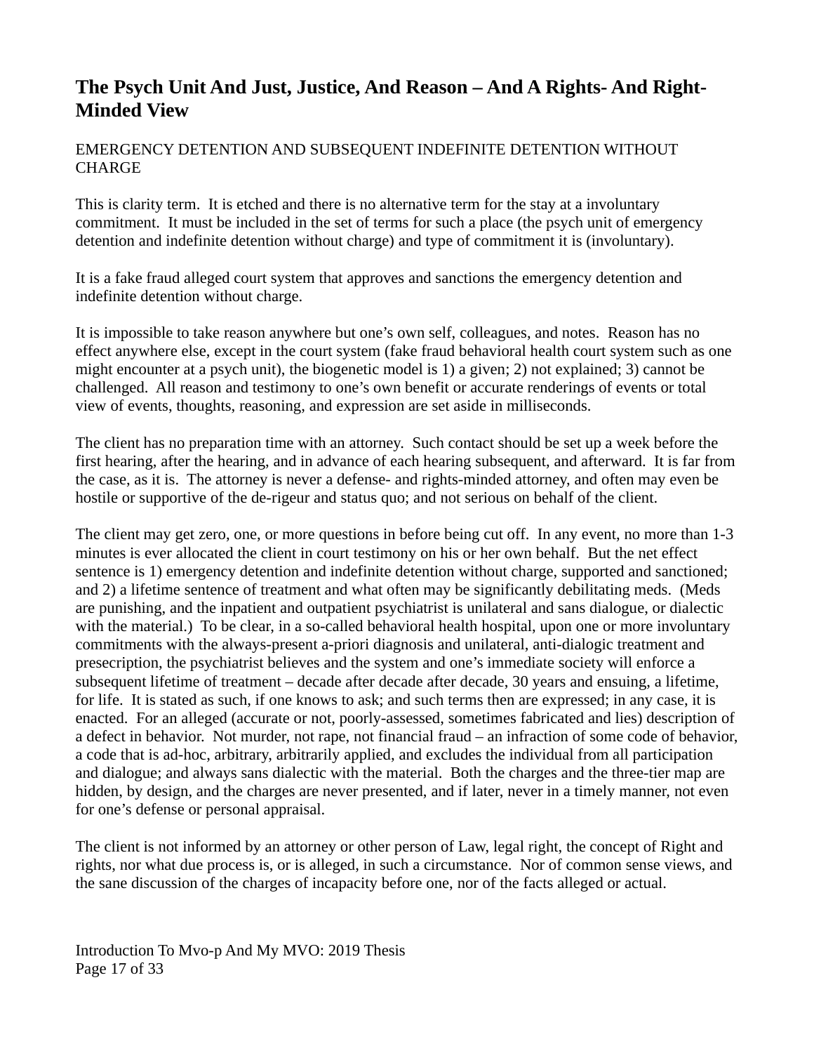## The Psych Unit And Just, Justice, And Reason – And A Rights- And Right-Minded View

EMERGENCY DETENTION AND SUBSEQUENT INDEFINITE DETENTION WITHOUT CHARGE

This is clarity term. It is etched and there is no alternative term for the stay at a involuntary commitment. It must be included in the set of terms for such a place (the psych unit of emergency detention and indefinite detention without charge) and type of commitment it is (involuntary).

It is a fake fraud alleged court system that approves and sanctions the emergency detention and indefinite detention without charge.

It is impossible to take reason anywhere but one's own self, colleagues, and notes. Reason has no effect anywhere else, except in the court system (fake fraud behavioral health court system such as one might encounter at a psych unit), the biogenetic model is 1) a given; 2) not explained; 3) cannot be challenged. All reason and testimony to one's own benefit or accurate renderings of events or total view of events, thoughts, reasoning, and expression are set aside in milliseconds.

The client has no preparation time with an attorney. Such contact should be set up a week before the first hearing, after the hearing, and in advance of each hearing subsequent, and afterward. It is far from the case, as it is. The attorney is never a defense- and rights-minded attorney, and often may even be hostile or supportive of the de-rigeur and status quo; and not serious on behalf of the client.

The client may get zero, one, or more questions in before being cut off. In any event, no more than 1-3 minutes is ever allocated the client in court testimony on his or her own behalf. But the net effect sentence is 1) emergency detention and indefinite detention without charge, supported and sanctioned; and 2) a lifetime sentence of treatment and what often may be significantly debilitating meds. (Meds are punishing, and the inpatient and outpatient psychiatrist is unilateral and sans dialogue, or dialectic with the material.) To be clear, in a so-called behavioral health hospital, upon one or more involuntary commitments with the always-present a-priori diagnosis and unilateral, anti-dialogic treatment and presecription, the psychiatrist believes and the system and one's immediate society will enforce a subsequent lifetime of treatment – decade after decade after decade, 30 years and ensuing, a lifetime, for life. It is stated as such, if one knows to ask; and such terms then are expressed; in any case, it is enacted. For an alleged (accurate or not, poorly-assessed, sometimes fabricated and lies) description of a defect in behavior. Not murder, not rape, not financial fraud – an infraction of some code of behavior, a code that is ad-hoc, arbitrary, arbitrarily applied, and excludes the individual from all participation and dialogue; and always sans dialectic with the material. Both the charges and the three-tier map are hidden, by design, and the charges are never presented, and if later, never in a timely manner, not even for one's defense or personal appraisal.

The client is not informed by an attorney or other person of Law, legal right, the concept of Right and rights, nor what due process is, or is alleged, in such a circumstance. Nor of common sense views, and the sane discussion of the charges of incapacity before one, nor of the facts alleged or actual.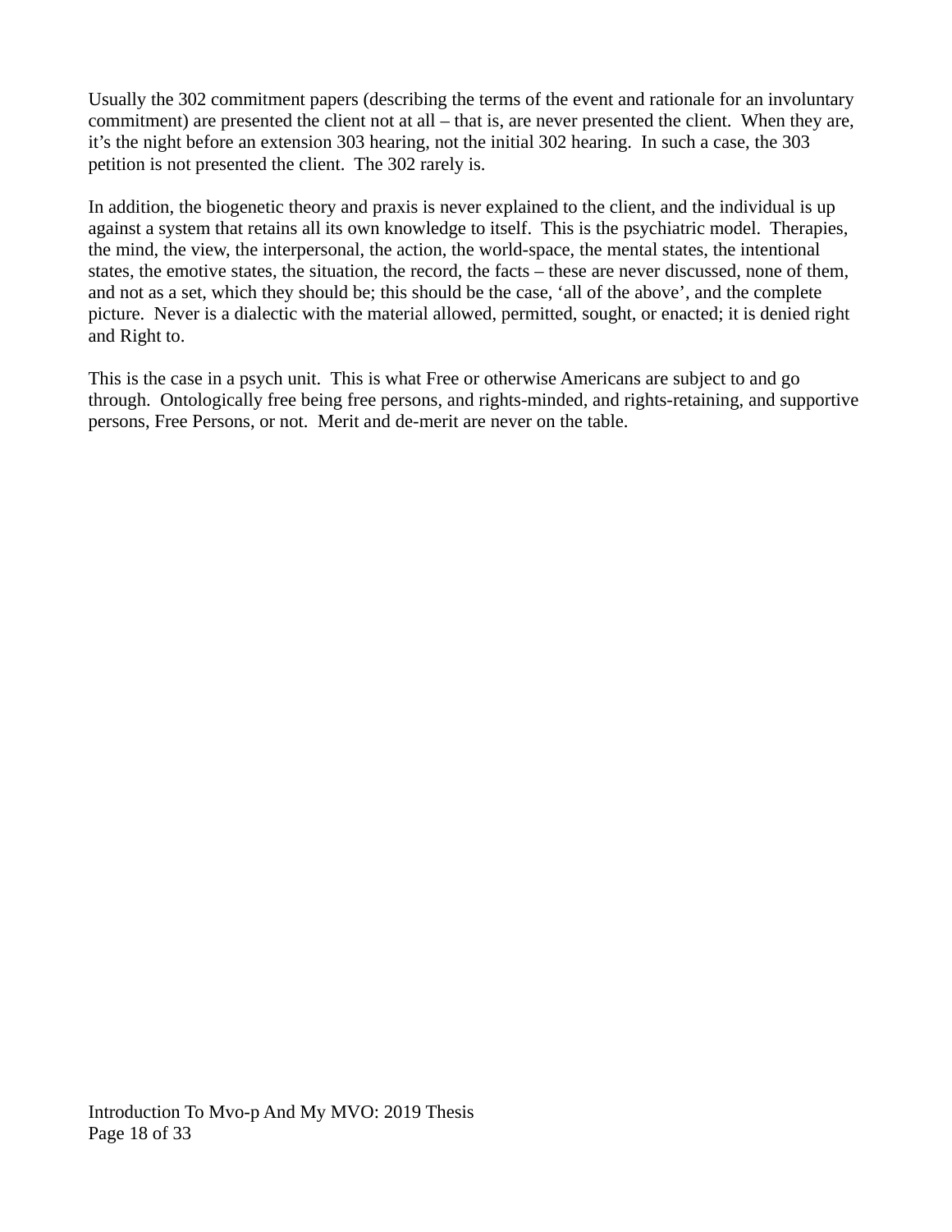Usually the 302 commitment papers (describing the terms of the event and rationale for an involuntary commitment) are presented the client not at all – that is, are never presented the client. When they are, it's the night before an extension 303 hearing, not the initial 302 hearing. In such a case, the 303 petition is not presented the client. The 302 rarely is.

In addition, the biogenetic theory and praxis is never explained to the client, and the individual is up against a system that retains all its own knowledge to itself. This is the psychiatric model. Therapies, the mind, the view, the interpersonal, the action, the world-space, the mental states, the intentional states, the emotive states, the situation, the record, the facts – these are never discussed, none of them, and not as a set, which they should be; this should be the case, 'all of the above', and the complete picture. Never is a dialectic with the material allowed, permitted, sought, or enacted; it is denied right and Right to.

This is the case in a psych unit. This is what Free or otherwise Americans are subject to and go through. Ontologically free being free persons, and rights-minded, and rights-retaining, and supportive persons, Free Persons, or not. Merit and de-merit are never on the table.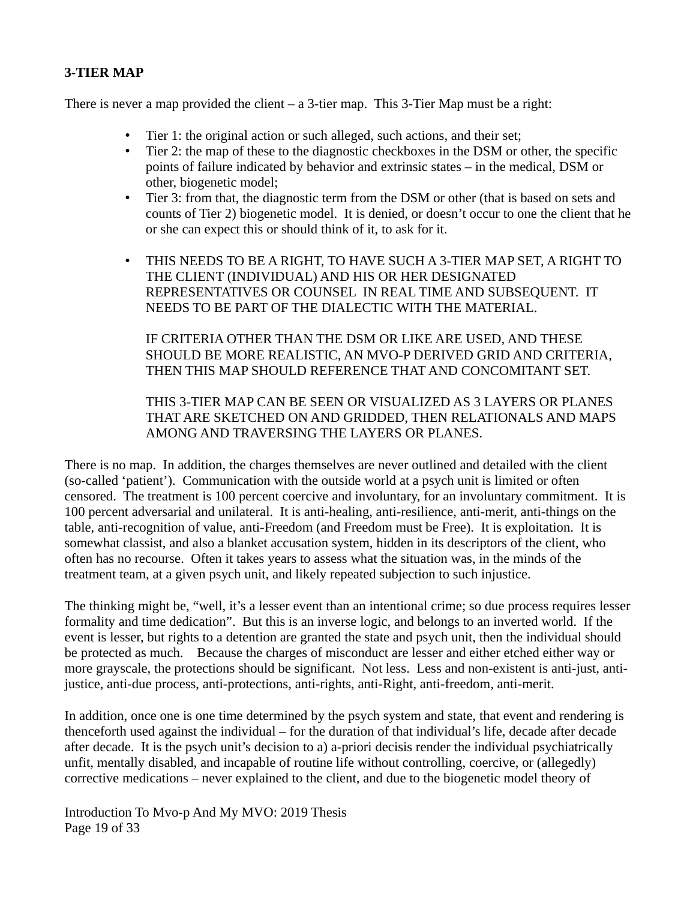**3-TIER MAP**

There is never a map provided the client – a 3-tier map. This 3-Tier Map must be a right:

- Tier 1: the original action or such alleged, such actions, and their set;
- Tier 2: the map of these to the diagnostic checkboxes in the DSM or other, the specific points of failure indicated by behavior and extrinsic states – in the medical, DSM or other, biogenetic model;
- Tier 3: from that, the diagnostic term from the DSM or other (that is based on sets and counts of Tier 2) biogenetic model. It is denied, or doesn't occur to one the client that he or she can expect this or should think of it, to ask for it.

- THIS NEEDS TO BE A RIGHT, TO HAVE SUCH A 3-TIER MAP SET, A RIGHT TO THE CLIENT (INDIVIDUAL) AND HIS OR HER DESIGNATED REPRESENTATIVES OR COUNSEL IN REAL TIME AND SUBSEQUENT. IT NEEDS TO BE PART OF THE DIALECTIC WITH THE MATERIAL.

  IF CRITERIA OTHER THAN THE DSM OR LIKE ARE USED, AND THESE SHOULD BE MORE REALISTIC, AN MVO-P DERIVED GRID AND CRITERIA, THEN THIS MAP SHOULD REFERENCE THAT AND CONCOMITANT SET.

  THIS 3-TIER MAP CAN BE SEEN OR VISUALIZED AS 3 LAYERS OR PLANES THAT ARE SKETCHED ON AND GRIDDED, THEN RELATIONALS AND MAPS AMONG AND TRAVERSING THE LAYERS OR PLANES.

There is no map. In addition, the charges themselves are never outlined and detailed with the client (so-called 'patient'). Communication with the outside world at a psych unit is limited or often censored. The treatment is 100 percent coercive and involuntary, for an involuntary commitment. It is 100 percent adversarial and unilateral. It is anti-healing, anti-resilience, anti-merit, anti-things on the table, anti-recognition of value, anti-Freedom (and Freedom must be Free). It is exploitation. It is somewhat classist, and also a blanket accusation system, hidden in its descriptors of the client, who often has no recourse. Often it takes years to assess what the situation was, in the minds of the treatment team, at a given psych unit, and likely repeated subjection to such injustice.

The thinking might be, "well, it's a lesser event than an intentional crime; so due process requires lesser formality and time dedication". But this is an inverse logic, and belongs to an inverted world. If the event is lesser, but rights to a detention are granted the state and psych unit, then the individual should be protected as much. Because the charges of misconduct are lesser and either etched either way or more grayscale, the protections should be significant. Not less. Less and non-existent is anti-just, anti-justice, anti-due process, anti-protections, anti-rights, anti-Right, anti-freedom, anti-merit.

In addition, once one is one time determined by the psych system and state, that event and rendering is thenceforth used against the individual – for the duration of that individual's life, decade after decade after decade. It is the psych unit's decision to a) a-priori decisis render the individual psychiatrically unfit, mentally disabled, and incapable of routine life without controlling, coercive, or (allegedly) corrective medications – never explained to the client, and due to the biogenetic model theory of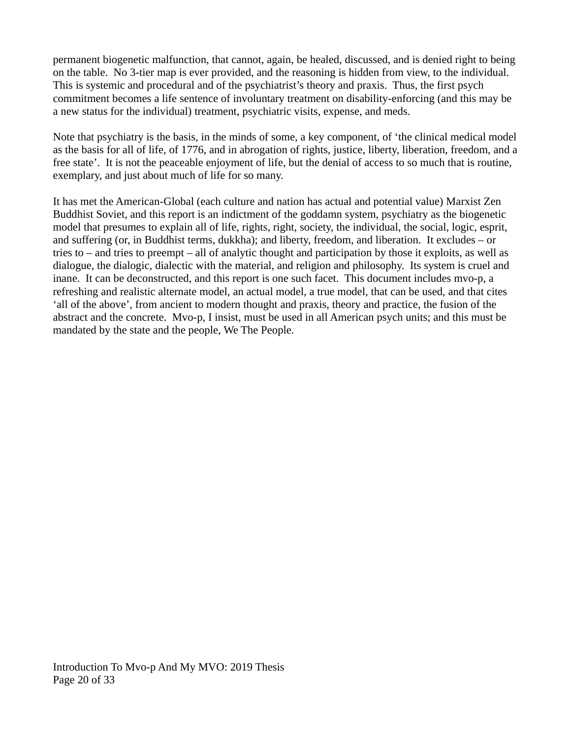permanent biogenetic malfunction, that cannot, again, be healed, discussed, and is denied right to being on the table. No 3-tier map is ever provided, and the reasoning is hidden from view, to the individual. This is systemic and procedural and of the psychiatrist's theory and praxis. Thus, the first psych commitment becomes a life sentence of involuntary treatment on disability-enforcing (and this may be a new status for the individual) treatment, psychiatric visits, expense, and meds.

Note that psychiatry is the basis, in the minds of some, a key component, of 'the clinical medical model as the basis for all of life, of 1776, and in abrogation of rights, justice, liberty, liberation, freedom, and a free state'. It is not the peaceable enjoyment of life, but the denial of access to so much that is routine, exemplary, and just about much of life for so many.

It has met the American-Global (each culture and nation has actual and potential value) Marxist Zen Buddhist Soviet, and this report is an indictment of the goddamn system, psychiatry as the biogenetic model that presumes to explain all of life, rights, right, society, the individual, the social, logic, esprit, and suffering (or, in Buddhist terms, dukkha); and liberty, freedom, and liberation. It excludes – or tries to – and tries to preempt – all of analytic thought and participation by those it exploits, as well as dialogue, the dialogic, dialectic with the material, and religion and philosophy. Its system is cruel and inane. It can be deconstructed, and this report is one such facet. This document includes mvo-p, a refreshing and realistic alternate model, an actual model, a true model, that can be used, and that cites 'all of the above', from ancient to modern thought and praxis, theory and practice, the fusion of the abstract and the concrete. Mvo-p, I insist, must be used in all American psych units; and this must be mandated by the state and the people, We The People.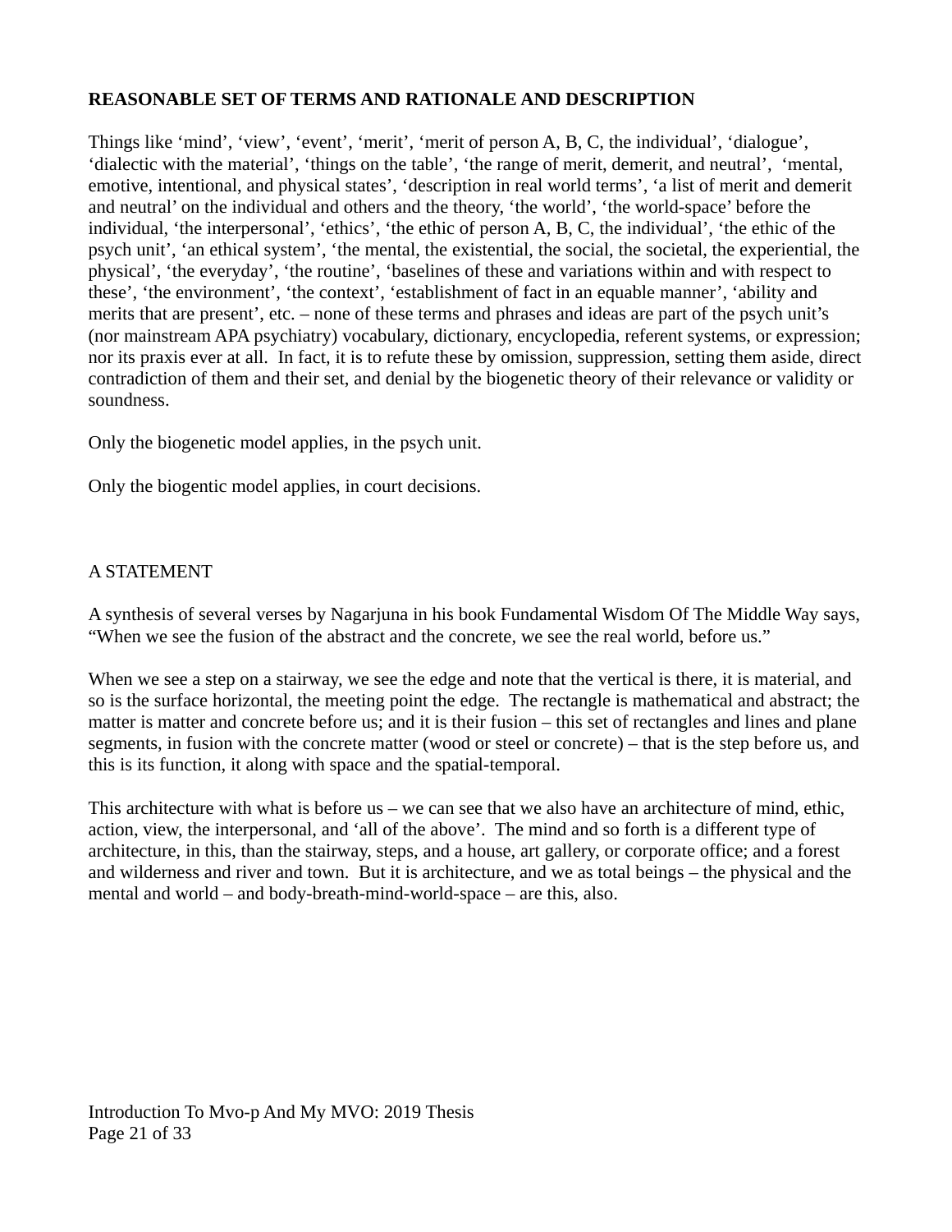**REASONABLE SET OF TERMS AND RATIONALE AND DESCRIPTION**

Things like ‘mind’, ‘view’, ‘event’, ‘merit’, ‘merit of person A, B, C, the individual’, ‘dialogue’, ‘dialectic with the material’, ‘things on the table’, ‘the range of merit, demerit, and neutral’, ‘mental, emotive, intentional, and physical states’, ‘description in real world terms’, ‘a list of merit and demerit and neutral’ on the individual and others and the theory, ‘the world’, ‘the world-space’ before the individual, ‘the interpersonal’, ‘ethics’, ‘the ethic of person A, B, C, the individual’, ‘the ethic of the psych unit’, ‘an ethical system’, ‘the mental, the existential, the social, the societal, the experiential, the physical’, ‘the everyday’, ‘the routine’, ‘baselines of these and variations within and with respect to these’, ‘the environment’, ‘the context’, ‘establishment of fact in an equable manner’, ‘ability and merits that are present’, etc. – none of these terms and phrases and ideas are part of the psych unit’s (nor mainstream APA psychiatry) vocabulary, dictionary, encyclopedia, referent systems, or expression; nor its praxis ever at all. In fact, it is to refute these by omission, suppression, setting them aside, direct contradiction of them and their set, and denial by the biogenetic theory of their relevance or validity or soundness.

Only the biogenetic model applies, in the psych unit.

Only the biogentic model applies, in court decisions.

A STATEMENT

A synthesis of several verses by Nagarjuna in his book Fundamental Wisdom Of The Middle Way says, “When we see the fusion of the abstract and the concrete, we see the real world, before us.”

When we see a step on a stairway, we see the edge and note that the vertical is there, it is material, and so is the surface horizontal, the meeting point the edge. The rectangle is mathematical and abstract; the matter is matter and concrete before us; and it is their fusion – this set of rectangles and lines and plane segments, in fusion with the concrete matter (wood or steel or concrete) – that is the step before us, and this is its function, it along with space and the spatial-temporal.

This architecture with what is before us – we can see that we also have an architecture of mind, ethic, action, view, the interpersonal, and ‘all of the above’. The mind and so forth is a different type of architecture, in this, than the stairway, steps, and a house, art gallery, or corporate office; and a forest and wilderness and river and town. But it is architecture, and we as total beings – the physical and the mental and world – and body-breath-mind-world-space – are this, also.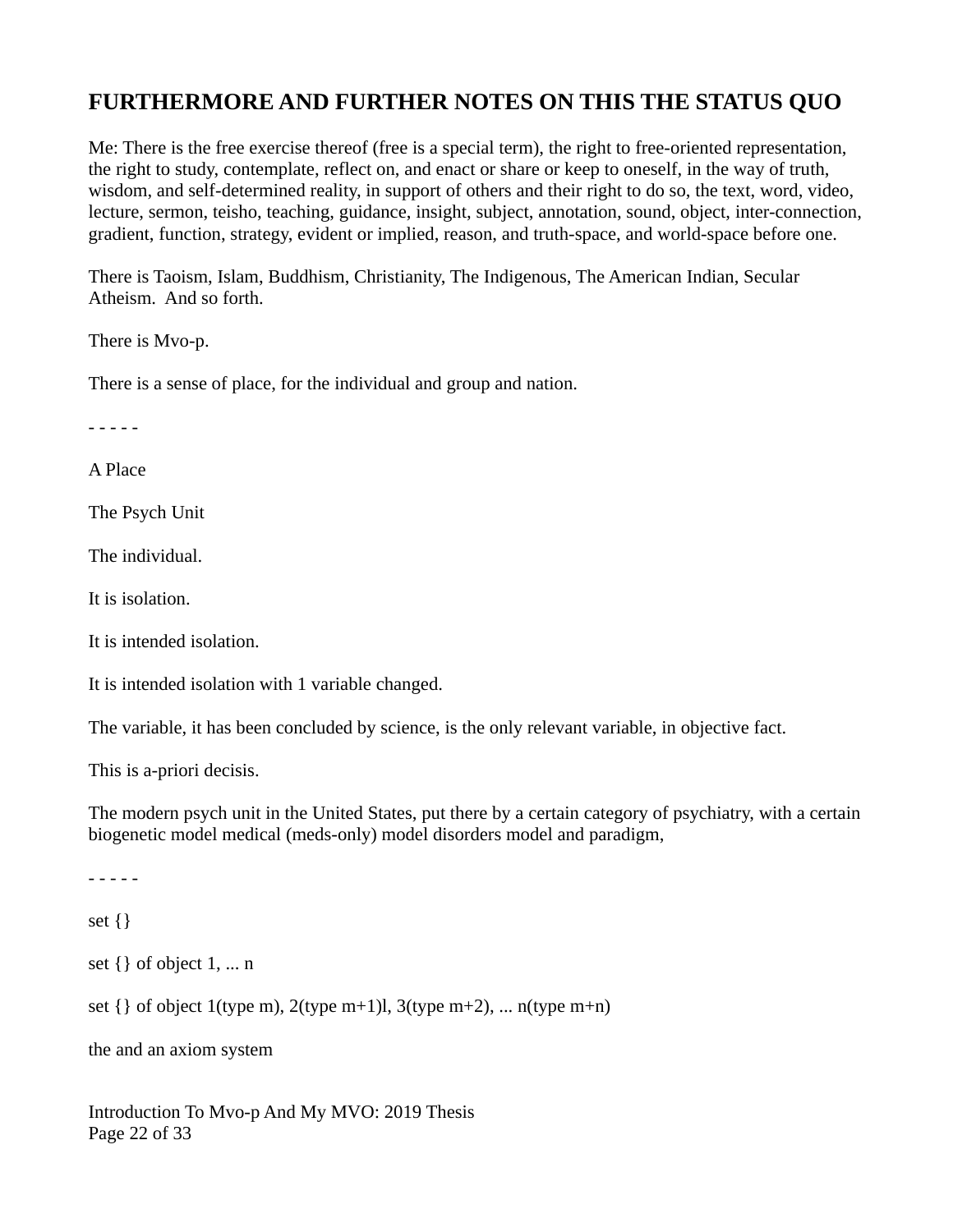## FURTHERMORE AND FURTHER NOTES ON THIS THE STATUS QUO

Me: There is the free exercise thereof (free is a special term), the right to free-oriented representation, the right to study, contemplate, reflect on, and enact or share or keep to oneself, in the way of truth, wisdom, and self-determined reality, in support of others and their right to do so, the text, word, video, lecture, sermon, teisho, teaching, guidance, insight, subject, annotation, sound, object, inter-connection, gradient, function, strategy, evident or implied, reason, and truth-space, and world-space before one.

There is Taoism, Islam, Buddhism, Christianity, The Indigenous, The American Indian, Secular Atheism. And so forth.

There is Mvo-p.

There is a sense of place, for the individual and group and nation.

- - - - -

A Place

The Psych Unit

The individual.

It is isolation.

It is intended isolation.

It is intended isolation with 1 variable changed.

The variable, it has been concluded by science, is the only relevant variable, in objective fact.

This is a-priori decisis.

The modern psych unit in the United States, put there by a certain category of psychiatry, with a certain biogenetic model medical (meds-only) model disorders model and paradigm,

- - - - -

set {}

set {} of object 1, ... n

set {} of object 1(type m), 2(type m+1)l, 3(type m+2), ... n(type m+n)

the and an axiom system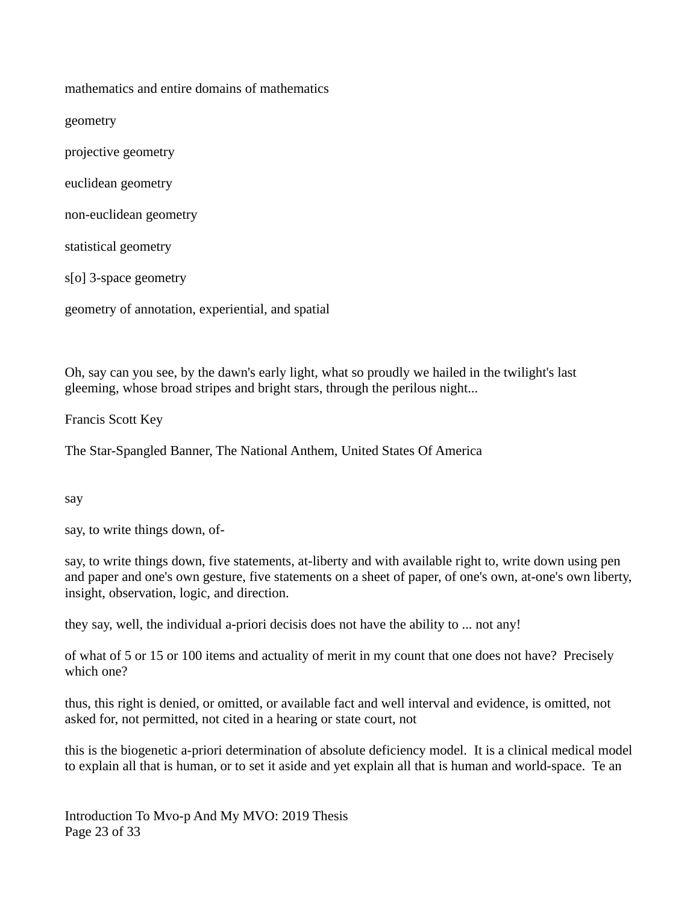mathematics and entire domains of mathematics

geometry

projective geometry

euclidean geometry

non-euclidean geometry

statistical geometry

s[o] 3-space geometry

geometry of annotation, experiential, and spatial

Oh, say can you see, by the dawn's early light, what so proudly we hailed in the twilight's last gleeming, whose broad stripes and bright stars, through the perilous night...

Francis Scott Key

The Star-Spangled Banner, The National Anthem, United States Of America

say

say, to write things down, of-

say, to write things down, five statements, at-liberty and with available right to, write down using pen and paper and one's own gesture, five statements on a sheet of paper, of one's own, at-one's own liberty, insight, observation, logic, and direction.

they say, well, the individual a-priori decisis does not have the ability to ... not any!

of what of 5 or 15 or 100 items and actuality of merit in my count that one does not have? Precisely which one?

thus, this right is denied, or omitted, or available fact and well interval and evidence, is omitted, not asked for, not permitted, not cited in a hearing or state court, not

this is the biogenetic a-priori determination of absolute deficiency model. It is a clinical medical model to explain all that is human, or to set it aside and yet explain all that is human and world-space. Te an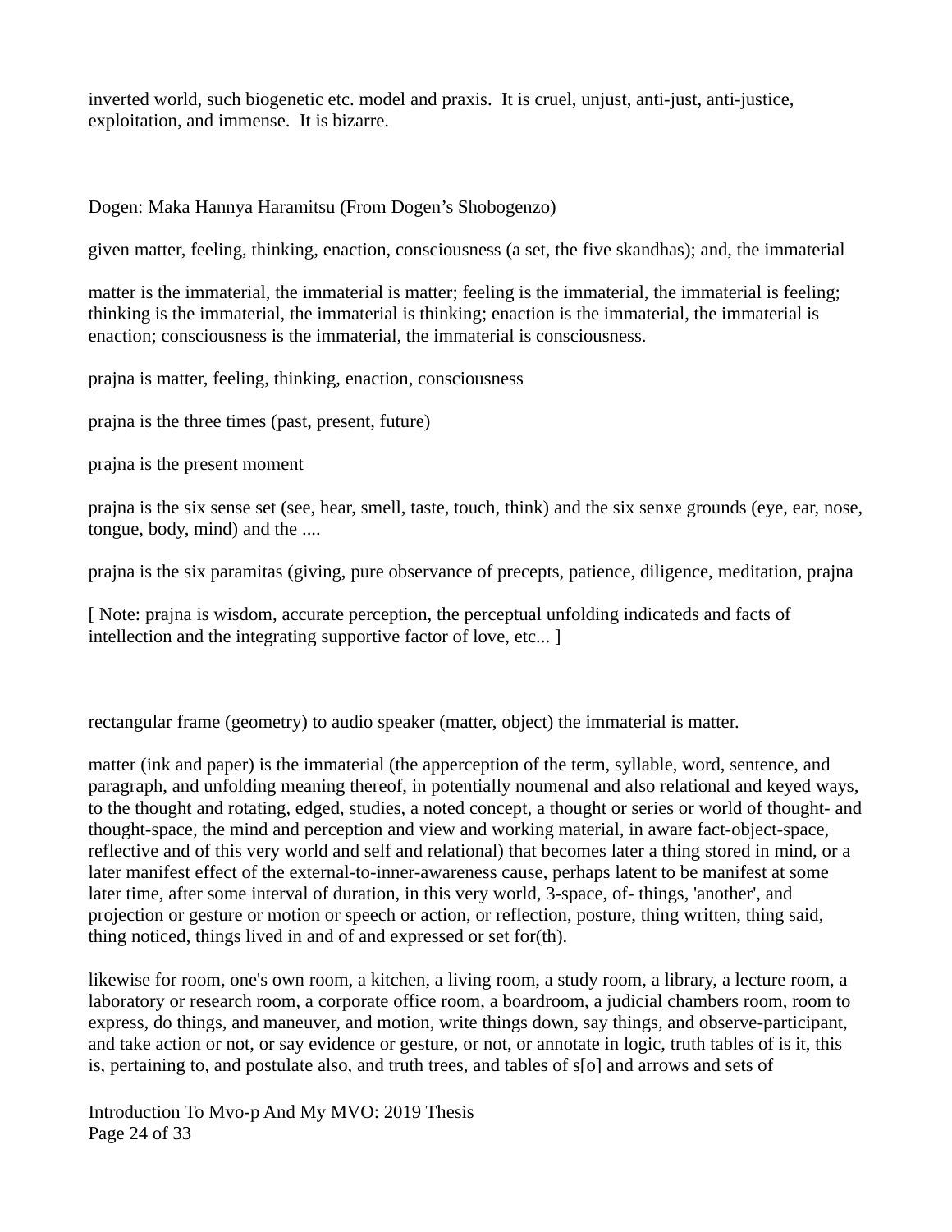inverted world, such biogenetic etc. model and praxis. It is cruel, unjust, anti-just, anti-justice, exploitation, and immense. It is bizarre.

Dogen: Maka Hannya Haramitsu (From Dogen's Shobogenzo)

given matter, feeling, thinking, enaction, consciousness (a set, the five skandhas); and, the immaterial

matter is the immaterial, the immaterial is matter; feeling is the immaterial, the immaterial is feeling; thinking is the immaterial, the immaterial is thinking; enaction is the immaterial, the immaterial is enaction; consciousness is the immaterial, the immaterial is consciousness.

prajna is matter, feeling, thinking, enaction, consciousness

prajna is the three times (past, present, future)

prajna is the present moment

prajna is the six sense set (see, hear, smell, taste, touch, think) and the six senxe grounds (eye, ear, nose, tongue, body, mind) and the ....

prajna is the six paramitas (giving, pure observance of precepts, patience, diligence, meditation, prajna

[ Note: prajna is wisdom, accurate perception, the perceptual unfolding indicateds and facts of intellection and the integrating supportive factor of love, etc... ]

rectangular frame (geometry) to audio speaker (matter, object) the immaterial is matter.

matter (ink and paper) is the immaterial (the apperception of the term, syllable, word, sentence, and paragraph, and unfolding meaning thereof, in potentially noumenal and also relational and keyed ways, to the thought and rotating, edged, studies, a noted concept, a thought or series or world of thought- and thought-space, the mind and perception and view and working material, in aware fact-object-space, reflective and of this very world and self and relational) that becomes later a thing stored in mind, or a later manifest effect of the external-to-inner-awareness cause, perhaps latent to be manifest at some later time, after some interval of duration, in this very world, 3-space, of- things, 'another', and projection or gesture or motion or speech or action, or reflection, posture, thing written, thing said, thing noticed, things lived in and of and expressed or set for(th).

likewise for room, one's own room, a kitchen, a living room, a study room, a library, a lecture room, a laboratory or research room, a corporate office room, a boardroom, a judicial chambers room, room to express, do things, and maneuver, and motion, write things down, say things, and observe-participant, and take action or not, or say evidence or gesture, or not, or annotate in logic, truth tables of is it, this is, pertaining to, and postulate also, and truth trees, and tables of s[o] and arrows and sets of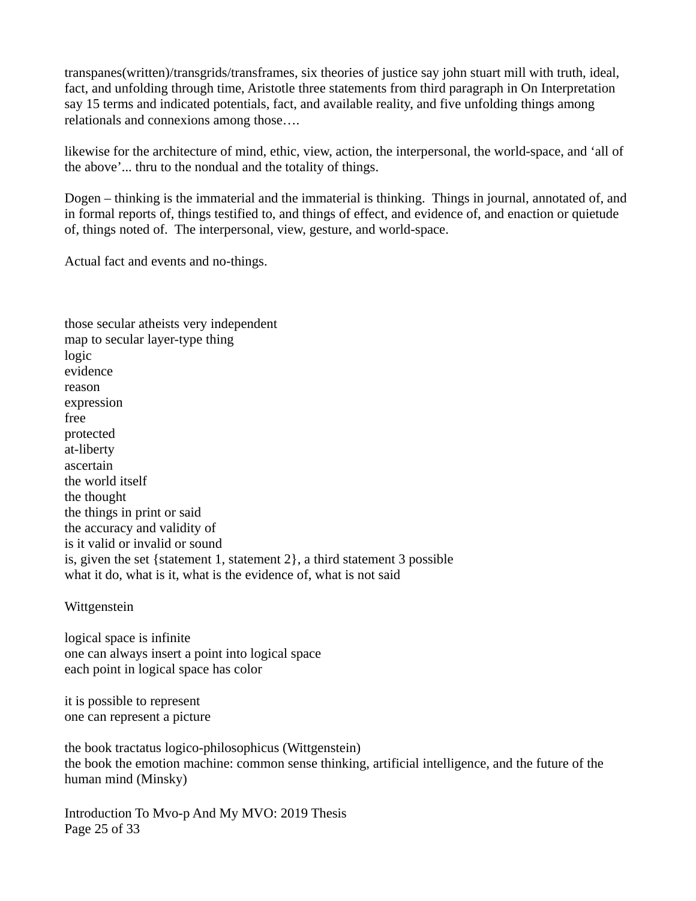transpanes(written)/transgrids/transframes, six theories of justice say john stuart mill with truth, ideal, fact, and unfolding through time, Aristotle three statements from third paragraph in On Interpretation say 15 terms and indicated potentials, fact, and available reality, and five unfolding things among relationals and connexions among those….

likewise for the architecture of mind, ethic, view, action, the interpersonal, the world-space, and 'all of the above'... thru to the nondual and the totality of things.

Dogen – thinking is the immaterial and the immaterial is thinking. Things in journal, annotated of, and in formal reports of, things testified to, and things of effect, and evidence of, and enaction or quietude of, things noted of. The interpersonal, view, gesture, and world-space.

Actual fact and events and no-things.

those secular atheists very independent
map to secular layer-type thing
logic
evidence
reason
expression
free
protected
at-liberty
ascertain
the world itself
the thought
the things in print or said
the accuracy and validity of
is it valid or invalid or sound
is, given the set {statement 1, statement 2}, a third statement 3 possible
what it do, what is it, what is the evidence of, what is not said

Wittgenstein

logical space is infinite
one can always insert a point into logical space
each point in logical space has color

it is possible to represent
one can represent a picture

the book tractatus logico-philosophicus (Wittgenstein)
the book the emotion machine: common sense thinking, artificial intelligence, and the future of the human mind (Minsky)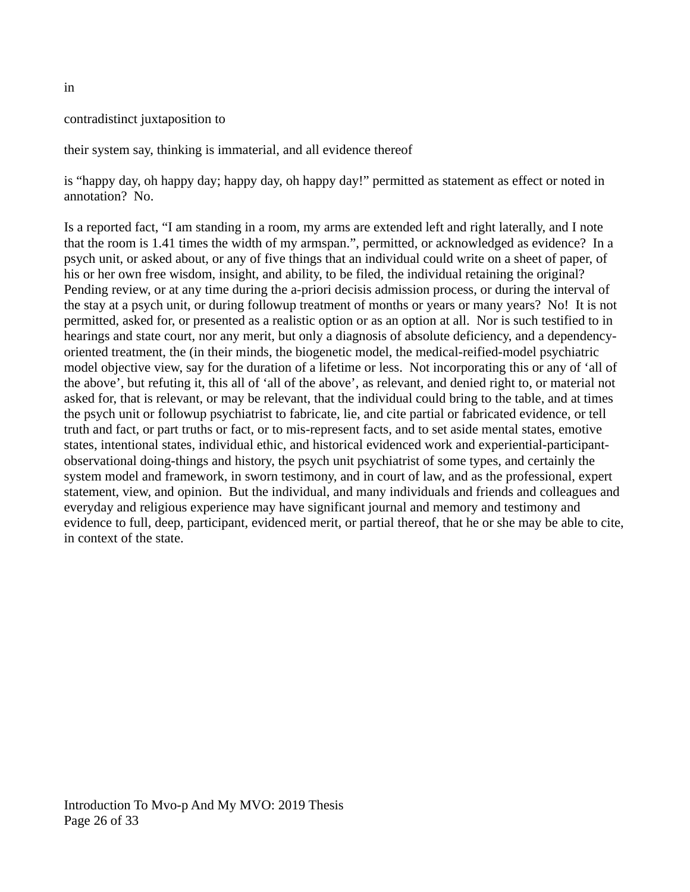in

contradistinct juxtaposition to

their system say, thinking is immaterial, and all evidence thereof

is "happy day, oh happy day; happy day, oh happy day!" permitted as statement as effect or noted in annotation? No.

Is a reported fact, "I am standing in a room, my arms are extended left and right laterally, and I note that the room is 1.41 times the width of my armspan.", permitted, or acknowledged as evidence? In a psych unit, or asked about, or any of five things that an individual could write on a sheet of paper, of his or her own free wisdom, insight, and ability, to be filed, the individual retaining the original? Pending review, or at any time during the a-priori decisis admission process, or during the interval of the stay at a psych unit, or during followup treatment of months or years or many years? No! It is not permitted, asked for, or presented as a realistic option or as an option at all. Nor is such testified to in hearings and state court, nor any merit, but only a diagnosis of absolute deficiency, and a dependency-oriented treatment, the (in their minds, the biogenetic model, the medical-reified-model psychiatric model objective view, say for the duration of a lifetime or less. Not incorporating this or any of 'all of the above', but refuting it, this all of 'all of the above', as relevant, and denied right to, or material not asked for, that is relevant, or may be relevant, that the individual could bring to the table, and at times the psych unit or followup psychiatrist to fabricate, lie, and cite partial or fabricated evidence, or tell truth and fact, or part truths or fact, or to mis-represent facts, and to set aside mental states, emotive states, intentional states, individual ethic, and historical evidenced work and experiential-participant-observational doing-things and history, the psych unit psychiatrist of some types, and certainly the system model and framework, in sworn testimony, and in court of law, and as the professional, expert statement, view, and opinion. But the individual, and many individuals and friends and colleagues and everyday and religious experience may have significant journal and memory and testimony and evidence to full, deep, participant, evidenced merit, or partial thereof, that he or she may be able to cite, in context of the state.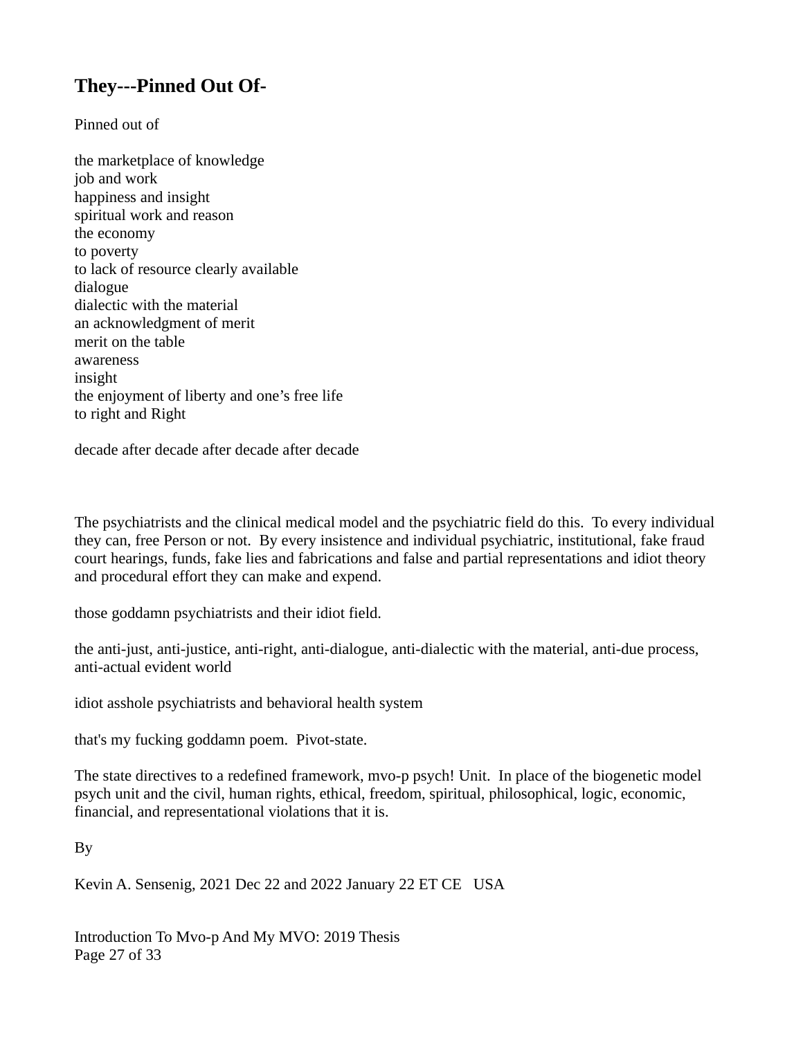## They---Pinned Out Of-

Pinned out of

the marketplace of knowledge
job and work
happiness and insight
spiritual work and reason
the economy
to poverty
to lack of resource clearly available
dialogue
dialectic with the material
an acknowledgment of merit
merit on the table
awareness
insight
the enjoyment of liberty and one's free life
to right and Right

decade after decade after decade after decade

The psychiatrists and the clinical medical model and the psychiatric field do this. To every individual they can, free Person or not. By every insistence and individual psychiatric, institutional, fake fraud court hearings, funds, fake lies and fabrications and false and partial representations and idiot theory and procedural effort they can make and expend.

those goddamn psychiatrists and their idiot field.

the anti-just, anti-justice, anti-right, anti-dialogue, anti-dialectic with the material, anti-due process, anti-actual evident world

idiot asshole psychiatrists and behavioral health system

that's my fucking goddamn poem. Pivot-state.

The state directives to a redefined framework, mvo-p psych! Unit. In place of the biogenetic model psych unit and the civil, human rights, ethical, freedom, spiritual, philosophical, logic, economic, financial, and representational violations that it is.

By

Kevin A. Sensenig, 2021 Dec 22 and 2022 January 22 ET CE USA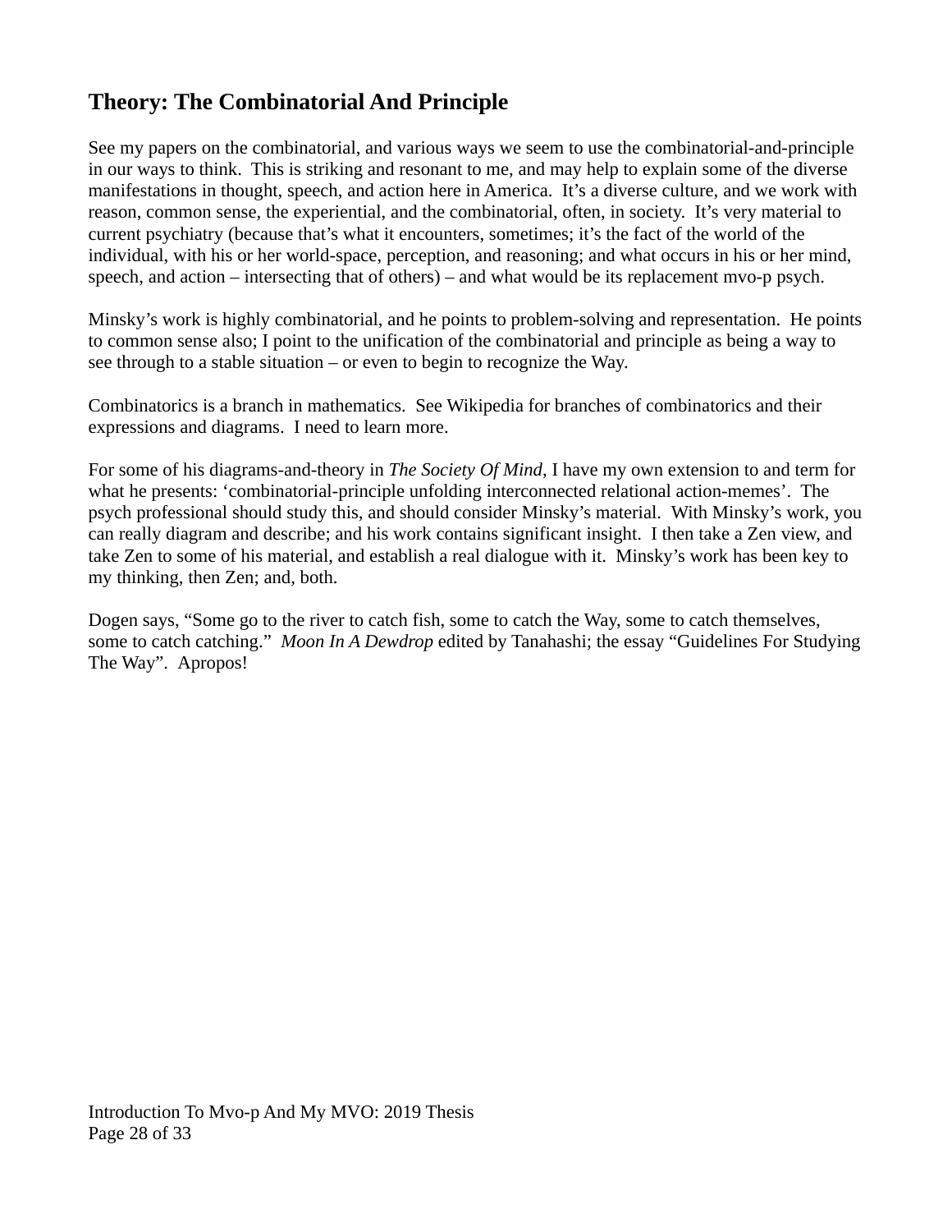## Theory: The Combinatorial And Principle

See my papers on the combinatorial, and various ways we seem to use the combinatorial-and-principle in our ways to think. This is striking and resonant to me, and may help to explain some of the diverse manifestations in thought, speech, and action here in America. It's a diverse culture, and we work with reason, common sense, the experiential, and the combinatorial, often, in society. It's very material to current psychiatry (because that's what it encounters, sometimes; it's the fact of the world of the individual, with his or her world-space, perception, and reasoning; and what occurs in his or her mind, speech, and action – intersecting that of others) – and what would be its replacement mvo-p psych.

Minsky's work is highly combinatorial, and he points to problem-solving and representation. He points to common sense also; I point to the unification of the combinatorial and principle as being a way to see through to a stable situation – or even to begin to recognize the Way.

Combinatorics is a branch in mathematics. See Wikipedia for branches of combinatorics and their expressions and diagrams. I need to learn more.

For some of his diagrams-and-theory in *The Society Of Mind*, I have my own extension to and term for what he presents: 'combinatorial-principle unfolding interconnected relational action-memes'. The psych professional should study this, and should consider Minsky's material. With Minsky's work, you can really diagram and describe; and his work contains significant insight. I then take a Zen view, and take Zen to some of his material, and establish a real dialogue with it. Minsky's work has been key to my thinking, then Zen; and, both.

Dogen says, "Some go to the river to catch fish, some to catch the Way, some to catch themselves, some to catch catching." *Moon In A Dewdrop* edited by Tanahashi; the essay "Guidelines For Studying The Way". Apropos!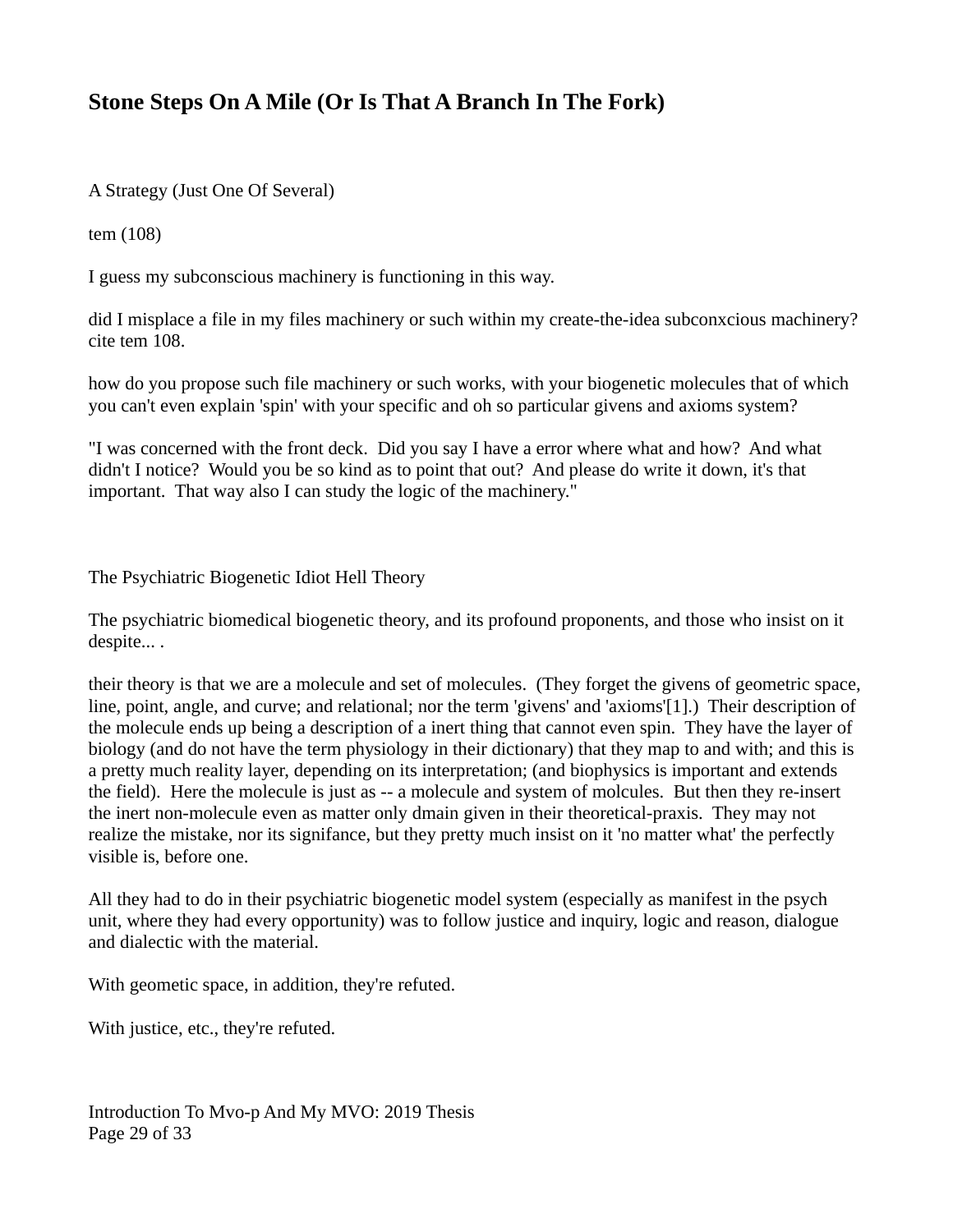## Stone Steps On A Mile (Or Is That A Branch In The Fork)

A Strategy (Just One Of Several)

tem (108)

I guess my subconscious machinery is functioning in this way.

did I misplace a file in my files machinery or such within my create-the-idea subconxcious machinery? cite tem 108.

how do you propose such file machinery or such works, with your biogenetic molecules that of which you can't even explain 'spin' with your specific and oh so particular givens and axioms system?

"I was concerned with the front deck. Did you say I have a error where what and how? And what didn't I notice? Would you be so kind as to point that out? And please do write it down, it's that important. That way also I can study the logic of the machinery."

The Psychiatric Biogenetic Idiot Hell Theory

The psychiatric biomedical biogenetic theory, and its profound proponents, and those who insist on it despite... .

their theory is that we are a molecule and set of molecules. (They forget the givens of geometric space, line, point, angle, and curve; and relational; nor the term 'givens' and 'axioms'[1].) Their description of the molecule ends up being a description of a inert thing that cannot even spin. They have the layer of biology (and do not have the term physiology in their dictionary) that they map to and with; and this is a pretty much reality layer, depending on its interpretation; (and biophysics is important and extends the field). Here the molecule is just as -- a molecule and system of molcules. But then they re-insert the inert non-molecule even as matter only dmain given in their theoretical-praxis. They may not realize the mistake, nor its signifance, but they pretty much insist on it 'no matter what' the perfectly visible is, before one.

All they had to do in their psychiatric biogenetic model system (especially as manifest in the psych unit, where they had every opportunity) was to follow justice and inquiry, logic and reason, dialogue and dialectic with the material.

With geometic space, in addition, they're refuted.

With justice, etc., they're refuted.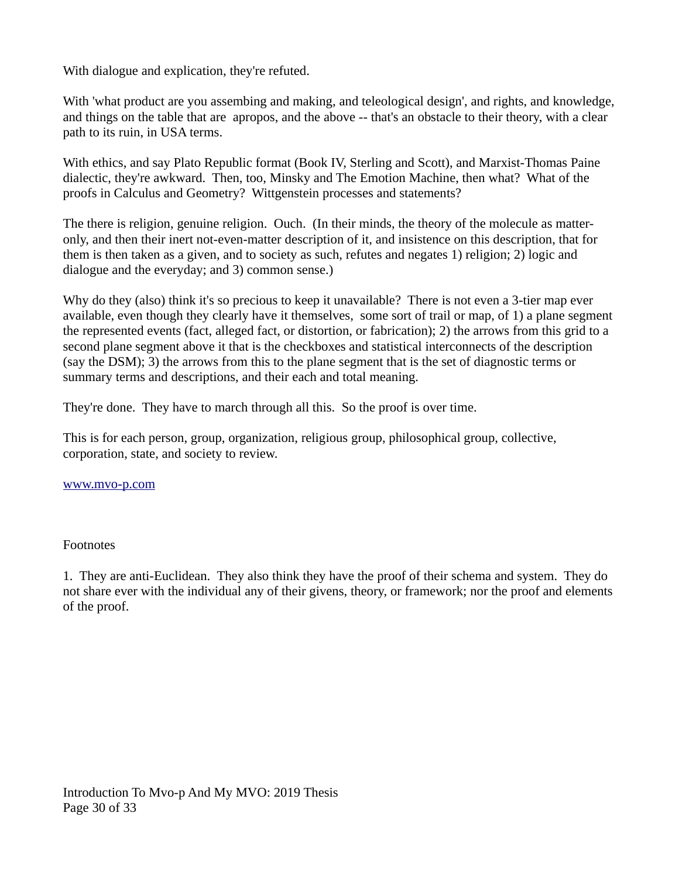With dialogue and explication, they're refuted.

With 'what product are you assembing and making, and teleological design', and rights, and knowledge, and things on the table that are apropos, and the above -- that's an obstacle to their theory, with a clear path to its ruin, in USA terms.

With ethics, and say Plato Republic format (Book IV, Sterling and Scott), and Marxist-Thomas Paine dialectic, they're awkward. Then, too, Minsky and The Emotion Machine, then what? What of the proofs in Calculus and Geometry? Wittgenstein processes and statements?

The there is religion, genuine religion. Ouch. (In their minds, the theory of the molecule as matter-only, and then their inert not-even-matter description of it, and insistence on this description, that for them is then taken as a given, and to society as such, refutes and negates 1) religion; 2) logic and dialogue and the everyday; and 3) common sense.)

Why do they (also) think it's so precious to keep it unavailable? There is not even a 3-tier map ever available, even though they clearly have it themselves, some sort of trail or map, of 1) a plane segment the represented events (fact, alleged fact, or distortion, or fabrication); 2) the arrows from this grid to a second plane segment above it that is the checkboxes and statistical interconnects of the description (say the DSM); 3) the arrows from this to the plane segment that is the set of diagnostic terms or summary terms and descriptions, and their each and total meaning.

They're done. They have to march through all this. So the proof is over time.

This is for each person, group, organization, religious group, philosophical group, collective, corporation, state, and society to review.

[www.mvo-p.com](http://www.mvo-p.com)

Footnotes

1. They are anti-Euclidean. They also think they have the proof of their schema and system. They do not share ever with the individual any of their givens, theory, or framework; nor the proof and elements of the proof.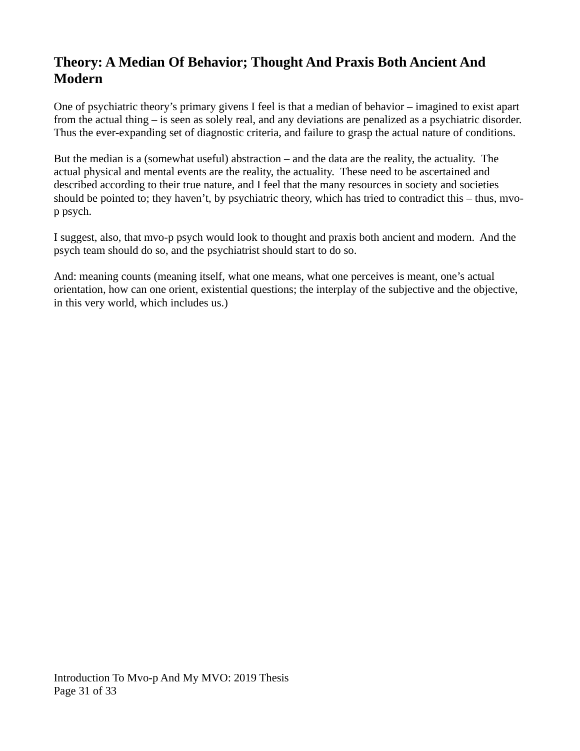## Theory: A Median Of Behavior; Thought And Praxis Both Ancient And Modern

One of psychiatric theory's primary givens I feel is that a median of behavior – imagined to exist apart from the actual thing – is seen as solely real, and any deviations are penalized as a psychiatric disorder. Thus the ever-expanding set of diagnostic criteria, and failure to grasp the actual nature of conditions.

But the median is a (somewhat useful) abstraction – and the data are the reality, the actuality. The actual physical and mental events are the reality, the actuality. These need to be ascertained and described according to their true nature, and I feel that the many resources in society and societies should be pointed to; they haven't, by psychiatric theory, which has tried to contradict this – thus, mvo-p psych.

I suggest, also, that mvo-p psych would look to thought and praxis both ancient and modern. And the psych team should do so, and the psychiatrist should start to do so.

And: meaning counts (meaning itself, what one means, what one perceives is meant, one's actual orientation, how can one orient, existential questions; the interplay of the subjective and the objective, in this very world, which includes us.)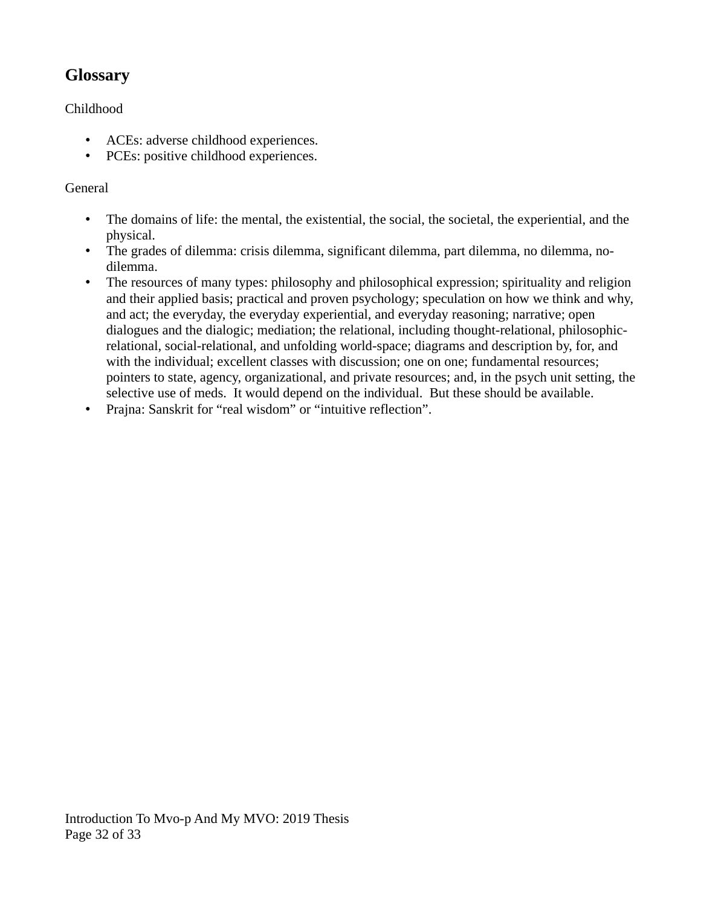## Glossary

Childhood

- ACEs: adverse childhood experiences.
- PCEs: positive childhood experiences.

General

- The domains of life: the mental, the existential, the social, the societal, the experiential, and the physical.
- The grades of dilemma: crisis dilemma, significant dilemma, part dilemma, no dilemma, no-dilemma.
- The resources of many types: philosophy and philosophical expression; spirituality and religion and their applied basis; practical and proven psychology; speculation on how we think and why, and act; the everyday, the everyday experiential, and everyday reasoning; narrative; open dialogues and the dialogic; mediation; the relational, including thought-relational, philosophic-relational, social-relational, and unfolding world-space; diagrams and description by, for, and with the individual; excellent classes with discussion; one on one; fundamental resources; pointers to state, agency, organizational, and private resources; and, in the psych unit setting, the selective use of meds.  It would depend on the individual.  But these should be available.
- Prajna: Sanskrit for “real wisdom” or “intuitive reflection”.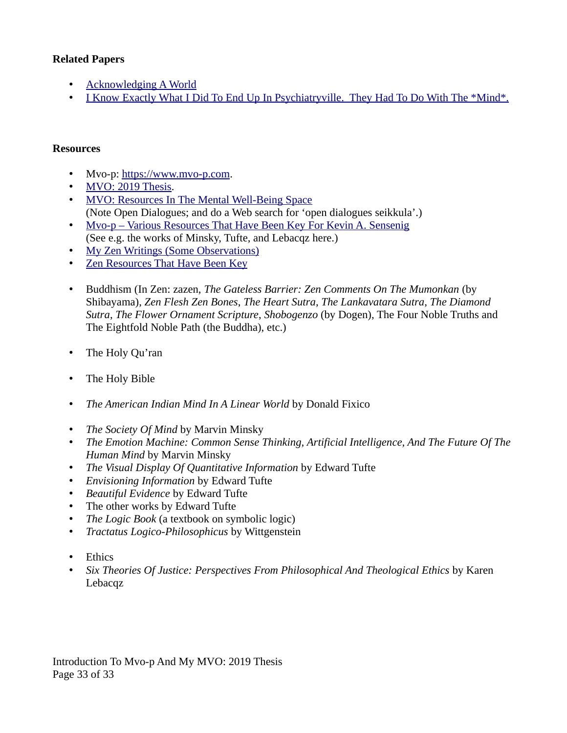**Related Papers**

- Acknowledging A World
- I Know Exactly What I Did To End Up In Psychiatryville. They Had To Do With The *Mind*.

**Resources**

- Mvo-p: https://www.mvo-p.com.
- MVO: 2019 Thesis.
- MVO: Resources In The Mental Well-Being Space
  (Note Open Dialogues; and do a Web search for 'open dialogues seikkula'.)
- Mvo-p – Various Resources That Have Been Key For Kevin A. Sensenig
  (See e.g. the works of Minsky, Tufte, and Lebacqz here.)
- My Zen Writings (Some Observations)
- Zen Resources That Have Been Key

- Buddhism (In Zen: zazen, *The Gateless Barrier: Zen Comments On The Mumonkan* (by Shibayama), *Zen Flesh Zen Bones*, *The Heart Sutra*, *The Lankavatara Sutra*, *The Diamond Sutra*, *The Flower Ornament Scripture*, *Shobogenzo* (by Dogen), The Four Noble Truths and The Eightfold Noble Path (the Buddha), etc.)

- The Holy Qu'ran

- The Holy Bible

- *The American Indian Mind In A Linear World* by Donald Fixico

- *The Society Of Mind* by Marvin Minsky
- *The Emotion Machine: Common Sense Thinking, Artificial Intelligence, And The Future Of The Human Mind* by Marvin Minsky
- *The Visual Display Of Quantitative Information* by Edward Tufte
- *Envisioning Information* by Edward Tufte
- *Beautiful Evidence* by Edward Tufte
- The other works by Edward Tufte
- *The Logic Book* (a textbook on symbolic logic)
- *Tractatus Logico-Philosophicus* by Wittgenstein

- Ethics
- *Six Theories Of Justice: Perspectives From Philosophical And Theological Ethics* by Karen Lebacqz